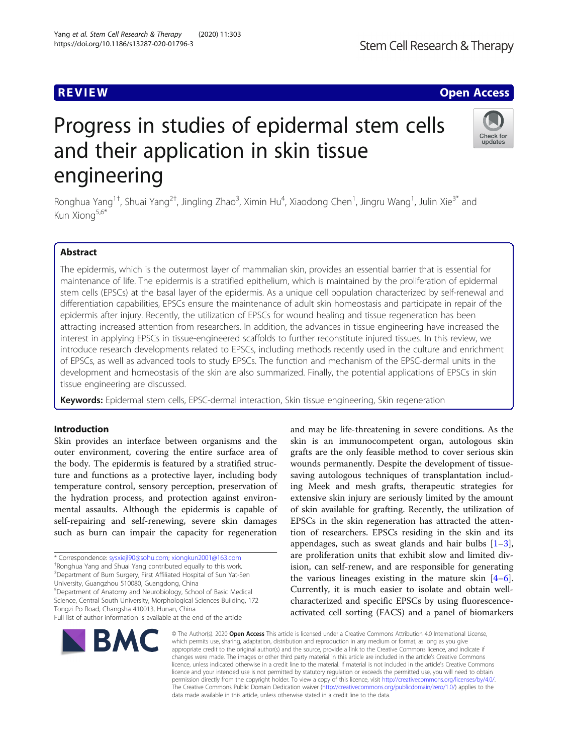REVIEW

Open Access

# Progress in studies of epidermal stem cells and their application in skin tissue engineering

Ronghua Yang[1†], Shuai Yang[2†], Jingling Zhao[3], Ximin Hu[4], Xiaodong Chen[1], Jingru Wang[1], Julin Xie[3*] and Kun Xiong[5,6*]

## Abstract

The epidermis, which is the outermost layer of mammalian skin, provides an essential barrier that is essential for maintenance of life. The epidermis is a stratified epithelium, which is maintained by the proliferation of epidermal stem cells (EPSCs) at the basal layer of the epidermis. As a unique cell population characterized by self-renewal and differentiation capabilities, EPSCs ensure the maintenance of adult skin homeostasis and participate in repair of the epidermis after injury. Recently, the utilization of EPSCs for wound healing and tissue regeneration has been attracting increased attention from researchers. In addition, the advances in tissue engineering have increased the interest in applying EPSCs in tissue-engineered scaffolds to further reconstitute injured tissues. In this review, we introduce research developments related to EPSCs, including methods recently used in the culture and enrichment of EPSCs, as well as advanced tools to study EPSCs. The function and mechanism of the EPSC-dermal units in the development and homeostasis of the skin are also summarized. Finally, the potential applications of EPSCs in skin tissue engineering are discussed.

**Keywords:** Epidermal stem cells, EPSC-dermal interaction, Skin tissue engineering, Skin regeneration

## Introduction

Skin provides an interface between organisms and the outer environment, covering the entire surface area of the body. The epidermis is featured by a stratified structure and functions as a protective layer, including body temperature control, sensory perception, preservation of the hydration process, and protection against environmental assaults. Although the epidermis is capable of self-repairing and self-renewing, severe skin damages such as burn can impair the capacity for regeneration and may be life-threatening in severe conditions. As the skin is an immunocompetent organ, autologous skin grafts are the only feasible method to cover serious skin wounds permanently. Despite the development of tissue-saving autologous techniques of transplantation including Meek and mesh grafts, therapeutic strategies for extensive skin injury are seriously limited by the amount of skin available for grafting. Recently, the utilization of EPSCs in the skin regeneration has attracted the attention of researchers. EPSCs residing in the skin and its appendages, such as sweat glands and hair bulbs [1–3], are proliferation units that exhibit slow and limited division, can self-renew, and are responsible for generating the various lineages existing in the mature skin [4–6]. Currently, it is much easier to isolate and obtain well-characterized and specific EPSCs by using fluorescence-activated cell sorting (FACS) and a panel of biomarkers

\* Correspondence: sysxiejl90@sohu.com; xiongkun2001@163.com
†Ronghua Yang and Shuai Yang contributed equally to this work.
[3]Department of Burn Surgery, First Affiliated Hospital of Sun Yat-Sen University, Guangzhou 510080, Guangdong, China
[5]Department of Anatomy and Neurobiology, School of Basic Medical Science, Central South University, Morphological Sciences Building, 172 Tongzi Po Road, Changsha 410013, Hunan, China
Full list of author information is available at the end of the article

© The Author(s). 2020 **Open Access** This article is licensed under a Creative Commons Attribution 4.0 International License, which permits use, sharing, adaptation, distribution and reproduction in any medium or format, as long as you give appropriate credit to the original author(s) and the source, provide a link to the Creative Commons licence, and indicate if changes were made. The images or other third party material in this article are included in the article's Creative Commons licence, unless indicated otherwise in a credit line to the material. If material is not included in the article's Creative Commons licence and your intended use is not permitted by statutory regulation or exceeds the permitted use, you will need to obtain permission directly from the copyright holder. To view a copy of this licence, visit http://creativecommons.org/licenses/by/4.0/. The Creative Commons Public Domain Dedication waiver (http://creativecommons.org/publicdomain/zero/1.0/) applies to the data made available in this article, unless otherwise stated in a credit line to the data.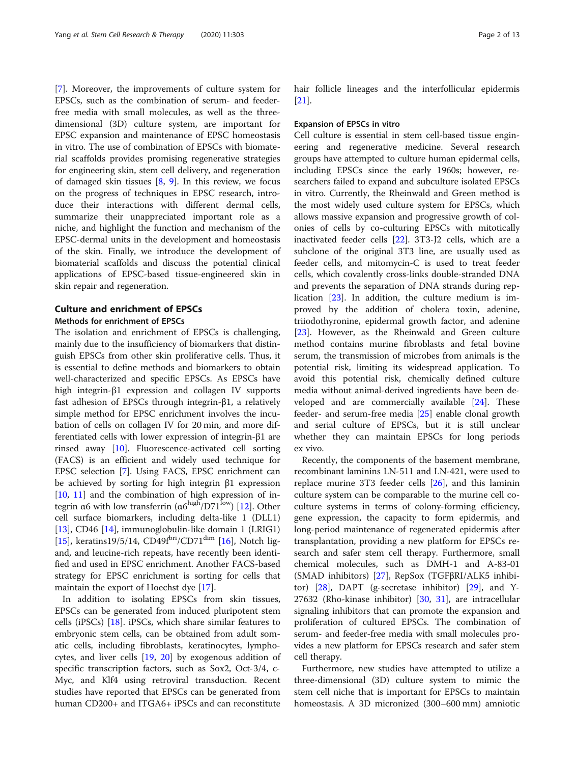[7]. Moreover, the improvements of culture system for EPSCs, such as the combination of serum- and feeder-free media with small molecules, as well as the three-dimensional (3D) culture system, are important for EPSC expansion and maintenance of EPSC homeostasis in vitro. The use of combination of EPSCs with biomaterial scaffolds provides promising regenerative strategies for engineering skin, stem cell delivery, and regeneration of damaged skin tissues [8, 9]. In this review, we focus on the progress of techniques in EPSC research, introduce their interactions with different dermal cells, summarize their unappreciated important role as a niche, and highlight the function and mechanism of the EPSC-dermal units in the development and homeostasis of the skin. Finally, we introduce the development of biomaterial scaffolds and discuss the potential clinical applications of EPSC-based tissue-engineered skin in skin repair and regeneration.

## Culture and enrichment of EPSCs

### Methods for enrichment of EPSCs

The isolation and enrichment of EPSCs is challenging, mainly due to the insufficiency of biomarkers that distinguish EPSCs from other skin proliferative cells. Thus, it is essential to define methods and biomarkers to obtain well-characterized and specific EPSCs. As EPSCs have high integrin-β1 expression and collagen IV supports fast adhesion of EPSCs through integrin-β1, a relatively simple method for EPSC enrichment involves the incubation of cells on collagen IV for 20 min, and more differentiated cells with lower expression of integrin-β1 are rinsed away [10]. Fluorescence-activated cell sorting (FACS) is an efficient and widely used technique for EPSC selection [7]. Using FACS, EPSC enrichment can be achieved by sorting for high integrin β1 expression [10, 11] and the combination of high expression of integrin α6 with low transferrin ($\alpha6^{high}$/$D71^{low}$) [12]. Other cell surface biomarkers, including delta-like 1 (DLL1) [13], CD46 [14], immunoglobulin-like domain 1 (LRIG1) [15], keratins19/5/14, $CD49f^{bri}$/$CD71^{dim}$ [16], Notch ligand, and leucine-rich repeats, have recently been identified and used in EPSC enrichment. Another FACS-based strategy for EPSC enrichment is sorting for cells that maintain the export of Hoechst dye [17].

In addition to isolating EPSCs from skin tissues, EPSCs can be generated from induced pluripotent stem cells (iPSCs) [18]. iPSCs, which share similar features to embryonic stem cells, can be obtained from adult somatic cells, including fibroblasts, keratinocytes, lymphocytes, and liver cells [19, 20] by exogenous addition of specific transcription factors, such as Sox2, Oct-3/4, c-Myc, and Klf4 using retroviral transduction. Recent studies have reported that EPSCs can be generated from human CD200+ and ITGA6+ iPSCs and can reconstitute hair follicle lineages and the interfollicular epidermis [21].

### Expansion of EPSCs in vitro

Cell culture is essential in stem cell-based tissue engineering and regenerative medicine. Several research groups have attempted to culture human epidermal cells, including EPSCs since the early 1960s; however, researchers failed to expand and subculture isolated EPSCs in vitro. Currently, the Rheinwald and Green method is the most widely used culture system for EPSCs, which allows massive expansion and progressive growth of colonies of cells by co-culturing EPSCs with mitotically inactivated feeder cells [22]. 3T3-J2 cells, which are a subclone of the original 3T3 line, are usually used as feeder cells, and mitomycin-C is used to treat feeder cells, which covalently cross-links double-stranded DNA and prevents the separation of DNA strands during replication [23]. In addition, the culture medium is improved by the addition of cholera toxin, adenine, triiodothyronine, epidermal growth factor, and adenine [23]. However, as the Rheinwald and Green culture method contains murine fibroblasts and fetal bovine serum, the transmission of microbes from animals is the potential risk, limiting its widespread application. To avoid this potential risk, chemically defined culture media without animal-derived ingredients have been developed and are commercially available [24]. These feeder- and serum-free media [25] enable clonal growth and serial culture of EPSCs, but it is still unclear whether they can maintain EPSCs for long periods ex vivo.

Recently, the components of the basement membrane, recombinant laminins LN-511 and LN-421, were used to replace murine 3T3 feeder cells [26], and this laminin culture system can be comparable to the murine cell co-culture systems in terms of colony-forming efficiency, gene expression, the capacity to form epidermis, and long-period maintenance of regenerated epidermis after transplantation, providing a new platform for EPSCs research and safer stem cell therapy. Furthermore, small chemical molecules, such as DMH-1 and A-83-01 (SMAD inhibitors) [27], RepSox (TGFβRI/ALK5 inhibitor) [28], DAPT (g-secretase inhibitor) [29], and Y-27632 (Rho-kinase inhibitor) [30, 31], are intracellular signaling inhibitors that can promote the expansion and proliferation of cultured EPSCs. The combination of serum- and feeder-free media with small molecules provides a new platform for EPSCs research and safer stem cell therapy.

Furthermore, new studies have attempted to utilize a three-dimensional (3D) culture system to mimic the stem cell niche that is important for EPSCs to maintain homeostasis. A 3D micronized (300–600 mm) amniotic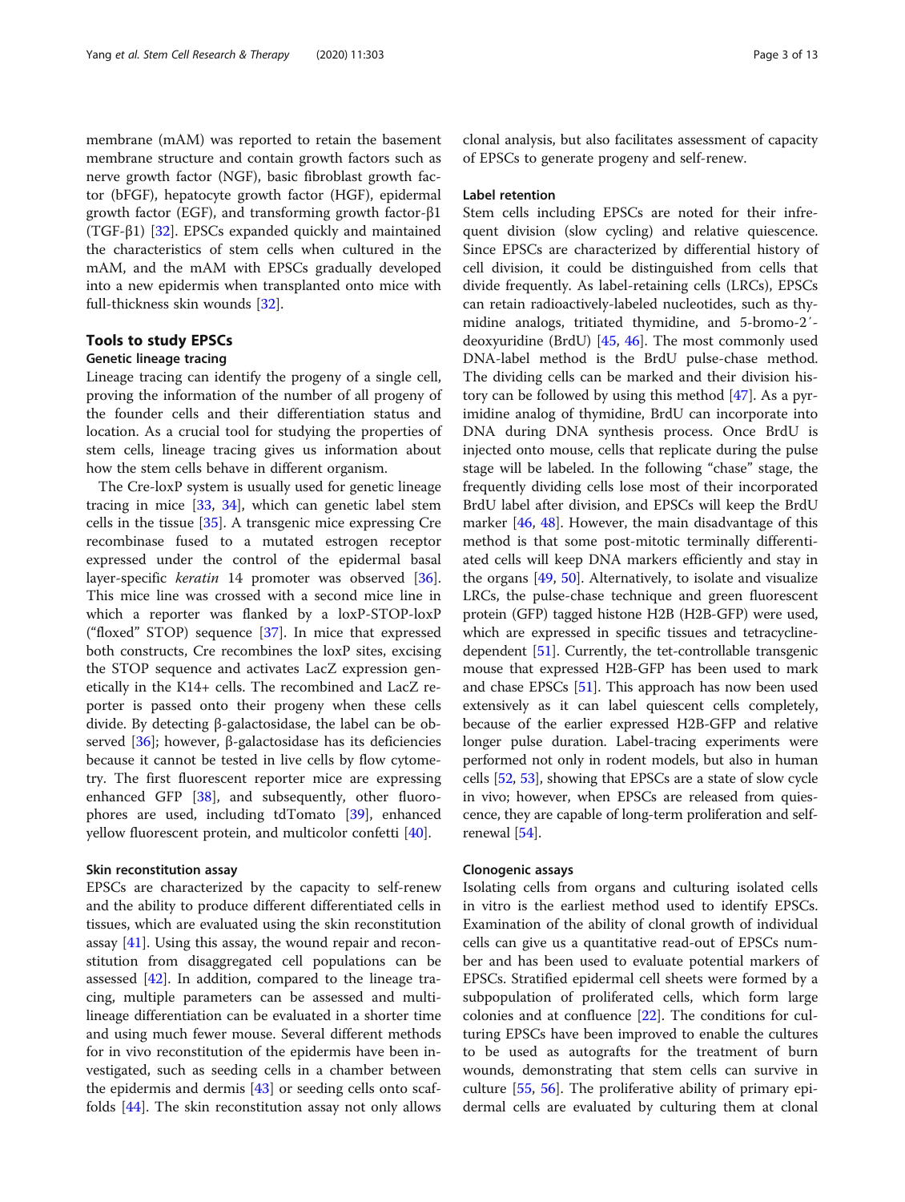membrane (mAM) was reported to retain the basement membrane structure and contain growth factors such as nerve growth factor (NGF), basic fibroblast growth factor (bFGF), hepatocyte growth factor (HGF), epidermal growth factor (EGF), and transforming growth factor-β1 (TGF-β1) [32]. EPSCs expanded quickly and maintained the characteristics of stem cells when cultured in the mAM, and the mAM with EPSCs gradually developed into a new epidermis when transplanted onto mice with full-thickness skin wounds [32].

## Tools to study EPSCs

### Genetic lineage tracing

Lineage tracing can identify the progeny of a single cell, proving the information of the number of all progeny of the founder cells and their differentiation status and location. As a crucial tool for studying the properties of stem cells, lineage tracing gives us information about how the stem cells behave in different organism.

The Cre-loxP system is usually used for genetic lineage tracing in mice [33, 34], which can genetic label stem cells in the tissue [35]. A transgenic mice expressing Cre recombinase fused to a mutated estrogen receptor expressed under the control of the epidermal basal layer-specific *keratin* 14 promoter was observed [36]. This mice line was crossed with a second mice line in which a reporter was flanked by a loxP-STOP-loxP ("floxed" STOP) sequence [37]. In mice that expressed both constructs, Cre recombines the loxP sites, excising the STOP sequence and activates LacZ expression genetically in the K14+ cells. The recombined and LacZ reporter is passed onto their progeny when these cells divide. By detecting β-galactosidase, the label can be observed [36]; however, β-galactosidase has its deficiencies because it cannot be tested in live cells by flow cytometry. The first fluorescent reporter mice are expressing enhanced GFP [38], and subsequently, other fluorophores are used, including tdTomato [39], enhanced yellow fluorescent protein, and multicolor confetti [40].

### Skin reconstitution assay

EPSCs are characterized by the capacity to self-renew and the ability to produce different differentiated cells in tissues, which are evaluated using the skin reconstitution assay [41]. Using this assay, the wound repair and reconstitution from disaggregated cell populations can be assessed [42]. In addition, compared to the lineage tracing, multiple parameters can be assessed and multi-lineage differentiation can be evaluated in a shorter time and using much fewer mouse. Several different methods for in vivo reconstitution of the epidermis have been investigated, such as seeding cells in a chamber between the epidermis and dermis [43] or seeding cells onto scaffolds [44]. The skin reconstitution assay not only allows clonal analysis, but also facilitates assessment of capacity of EPSCs to generate progeny and self-renew.

### Label retention

Stem cells including EPSCs are noted for their infrequent division (slow cycling) and relative quiescence. Since EPSCs are characterized by differential history of cell division, it could be distinguished from cells that divide frequently. As label-retaining cells (LRCs), EPSCs can retain radioactively-labeled nucleotides, such as thymidine analogs, tritiated thymidine, and 5-bromo-2′-deoxyuridine (BrdU) [45, 46]. The most commonly used DNA-label method is the BrdU pulse-chase method. The dividing cells can be marked and their division history can be followed by using this method [47]. As a pyrimidine analog of thymidine, BrdU can incorporate into DNA during DNA synthesis process. Once BrdU is injected onto mouse, cells that replicate during the pulse stage will be labeled. In the following "chase" stage, the frequently dividing cells lose most of their incorporated BrdU label after division, and EPSCs will keep the BrdU marker [46, 48]. However, the main disadvantage of this method is that some post-mitotic terminally differentiated cells will keep DNA markers efficiently and stay in the organs [49, 50]. Alternatively, to isolate and visualize LRCs, the pulse-chase technique and green fluorescent protein (GFP) tagged histone H2B (H2B-GFP) were used, which are expressed in specific tissues and tetracycline-dependent [51]. Currently, the tet-controllable transgenic mouse that expressed H2B-GFP has been used to mark and chase EPSCs [51]. This approach has now been used extensively as it can label quiescent cells completely, because of the earlier expressed H2B-GFP and relative longer pulse duration. Label-tracing experiments were performed not only in rodent models, but also in human cells [52, 53], showing that EPSCs are a state of slow cycle in vivo; however, when EPSCs are released from quiescence, they are capable of long-term proliferation and self-renewal [54].

### Clonogenic assays

Isolating cells from organs and culturing isolated cells in vitro is the earliest method used to identify EPSCs. Examination of the ability of clonal growth of individual cells can give us a quantitative read-out of EPSCs number and has been used to evaluate potential markers of EPSCs. Stratified epidermal cell sheets were formed by a subpopulation of proliferated cells, which form large colonies and at confluence [22]. The conditions for culturing EPSCs have been improved to enable the cultures to be used as autografts for the treatment of burn wounds, demonstrating that stem cells can survive in culture [55, 56]. The proliferative ability of primary epidermal cells are evaluated by culturing them at clonal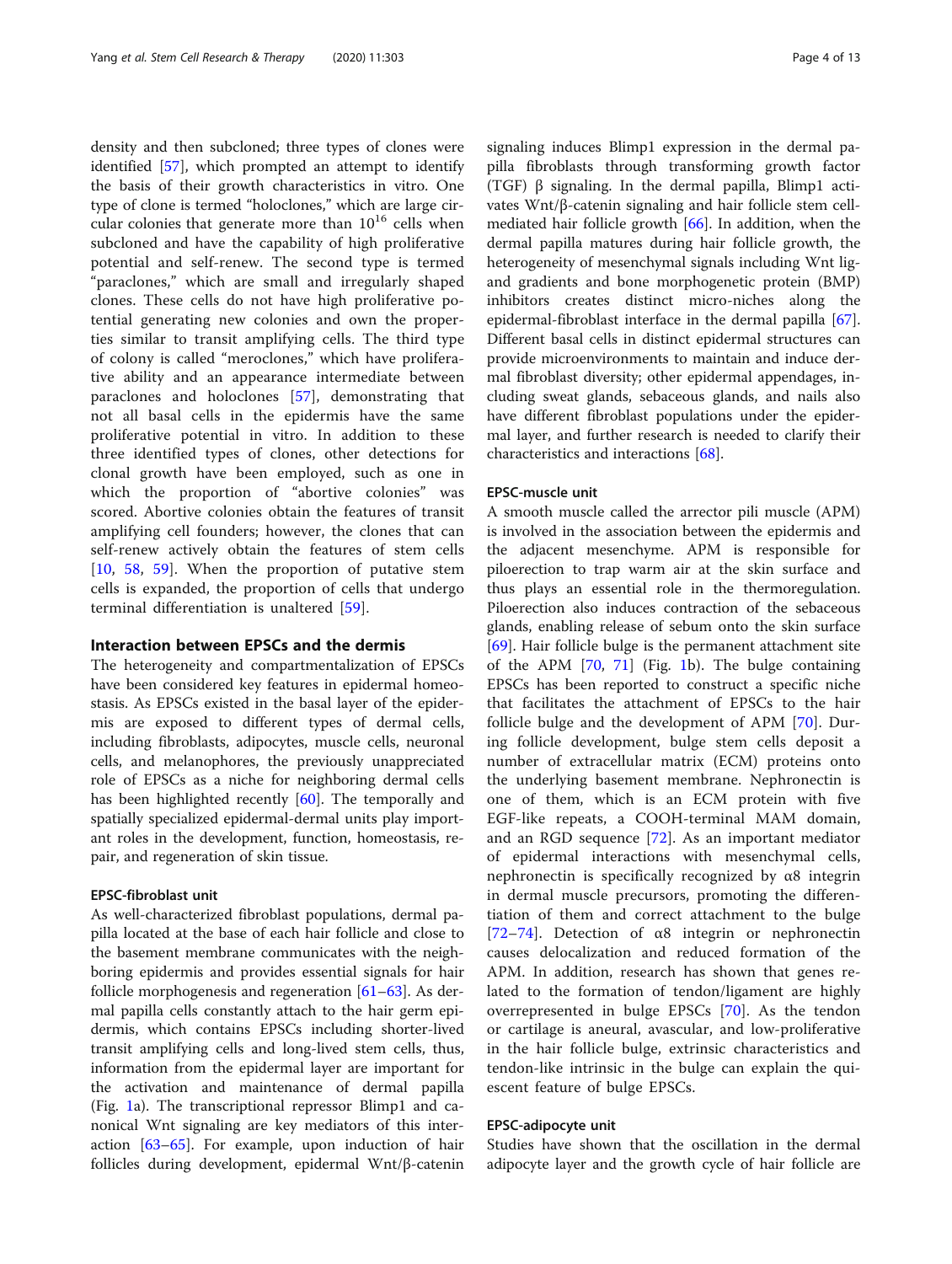density and then subcloned; three types of clones were identified [57], which prompted an attempt to identify the basis of their growth characteristics in vitro. One type of clone is termed "holoclones," which are large circular colonies that generate more than $10^{16}$ cells when subcloned and have the capability of high proliferative potential and self-renew. The second type is termed "paraclones," which are small and irregularly shaped clones. These cells do not have high proliferative potential generating new colonies and own the properties similar to transit amplifying cells. The third type of colony is called "meroclones," which have proliferative ability and an appearance intermediate between paraclones and holoclones [57], demonstrating that not all basal cells in the epidermis have the same proliferative potential in vitro. In addition to these three identified types of clones, other detections for clonal growth have been employed, such as one in which the proportion of "abortive colonies" was scored. Abortive colonies obtain the features of transit amplifying cell founders; however, the clones that can self-renew actively obtain the features of stem cells [10, 58, 59]. When the proportion of putative stem cells is expanded, the proportion of cells that undergo terminal differentiation is unaltered [59].

## Interaction between EPSCs and the dermis

The heterogeneity and compartmentalization of EPSCs have been considered key features in epidermal homeostasis. As EPSCs existed in the basal layer of the epidermis are exposed to different types of dermal cells, including fibroblasts, adipocytes, muscle cells, neuronal cells, and melanophores, the previously unappreciated role of EPSCs as a niche for neighboring dermal cells has been highlighted recently [60]. The temporally and spatially specialized epidermal-dermal units play important roles in the development, function, homeostasis, repair, and regeneration of skin tissue.

### EPSC-fibroblast unit

As well-characterized fibroblast populations, dermal papilla located at the base of each hair follicle and close to the basement membrane communicates with the neighboring epidermis and provides essential signals for hair follicle morphogenesis and regeneration [61–63]. As dermal papilla cells constantly attach to the hair germ epidermis, which contains EPSCs including shorter-lived transit amplifying cells and long-lived stem cells, thus, information from the epidermal layer are important for the activation and maintenance of dermal papilla (Fig. 1a). The transcriptional repressor Blimp1 and canonical Wnt signaling are key mediators of this interaction [63–65]. For example, upon induction of hair follicles during development, epidermal Wnt/β-catenin signaling induces Blimp1 expression in the dermal papilla fibroblasts through transforming growth factor (TGF) β signaling. In the dermal papilla, Blimp1 activates Wnt/β-catenin signaling and hair follicle stem cell-mediated hair follicle growth [66]. In addition, when the dermal papilla matures during hair follicle growth, the heterogeneity of mesenchymal signals including Wnt ligand gradients and bone morphogenetic protein (BMP) inhibitors creates distinct micro-niches along the epidermal-fibroblast interface in the dermal papilla [67]. Different basal cells in distinct epidermal structures can provide microenvironments to maintain and induce dermal fibroblast diversity; other epidermal appendages, including sweat glands, sebaceous glands, and nails also have different fibroblast populations under the epidermal layer, and further research is needed to clarify their characteristics and interactions [68].

### EPSC-muscle unit

A smooth muscle called the arrector pili muscle (APM) is involved in the association between the epidermis and the adjacent mesenchyme. APM is responsible for piloerection to trap warm air at the skin surface and thus plays an essential role in the thermoregulation. Piloerection also induces contraction of the sebaceous glands, enabling release of sebum onto the skin surface [69]. Hair follicle bulge is the permanent attachment site of the APM [70, 71] (Fig. 1b). The bulge containing EPSCs has been reported to construct a specific niche that facilitates the attachment of EPSCs to the hair follicle bulge and the development of APM [70]. During follicle development, bulge stem cells deposit a number of extracellular matrix (ECM) proteins onto the underlying basement membrane. Nephronectin is one of them, which is an ECM protein with five EGF-like repeats, a COOH-terminal MAM domain, and an RGD sequence [72]. As an important mediator of epidermal interactions with mesenchymal cells, nephronectin is specifically recognized by α8 integrin in dermal muscle precursors, promoting the differentiation of them and correct attachment to the bulge [72–74]. Detection of α8 integrin or nephronectin causes delocalization and reduced formation of the APM. In addition, research has shown that genes related to the formation of tendon/ligament are highly overrepresented in bulge EPSCs [70]. As the tendon or cartilage is aneural, avascular, and low-proliferative in the hair follicle bulge, extrinsic characteristics and tendon-like intrinsic in the bulge can explain the quiescent feature of bulge EPSCs.

### EPSC-adipocyte unit

Studies have shown that the oscillation in the dermal adipocyte layer and the growth cycle of hair follicle are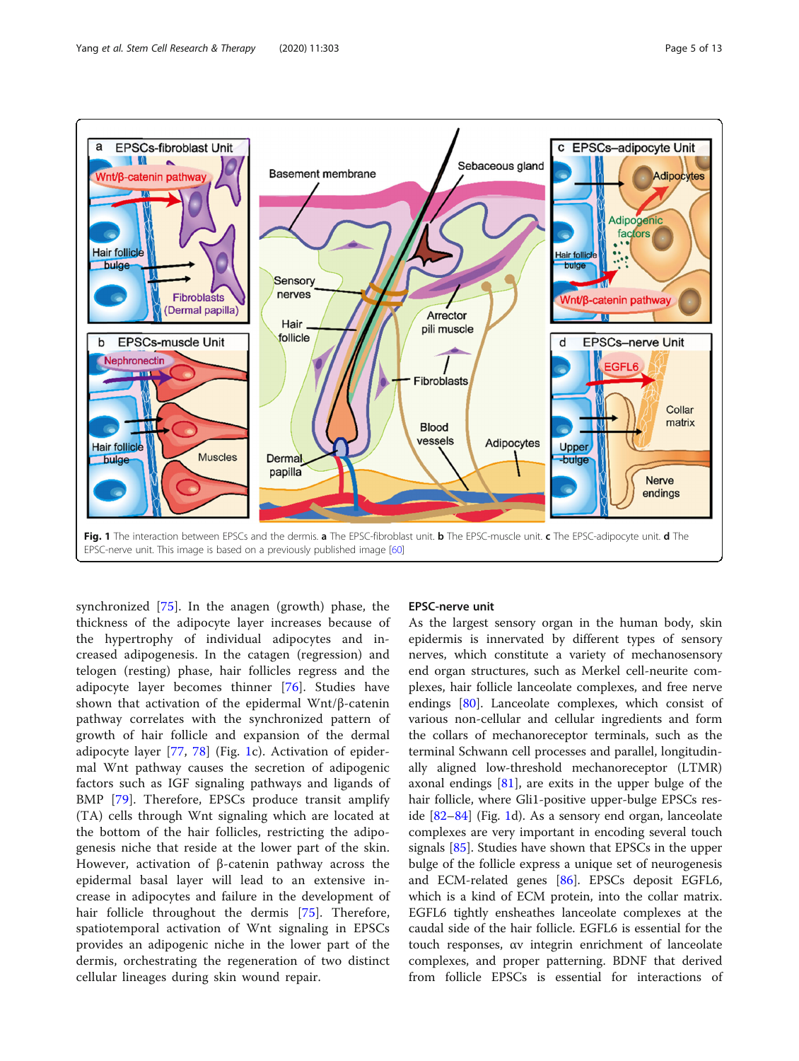Fig. 1 The interaction between EPSCs and the dermis. **a** The EPSC-fibroblast unit. **b** The EPSC-muscle unit. **c** The EPSC-adipocyte unit. **d** The EPSC-nerve unit. This image is based on a previously published image [60]

synchronized [75]. In the anagen (growth) phase, the thickness of the adipocyte layer increases because of the hypertrophy of individual adipocytes and increased adipogenesis. In the catagen (regression) and telogen (resting) phase, hair follicles regress and the adipocyte layer becomes thinner [76]. Studies have shown that activation of the epidermal Wnt/β-catenin pathway correlates with the synchronized pattern of growth of hair follicle and expansion of the dermal adipocyte layer [77, 78] (Fig. 1c). Activation of epidermal Wnt pathway causes the secretion of adipogenic factors such as IGF signaling pathways and ligands of BMP [79]. Therefore, EPSCs produce transit amplify (TA) cells through Wnt signaling which are located at the bottom of the hair follicles, restricting the adipogenesis niche that reside at the lower part of the skin. However, activation of β-catenin pathway across the epidermal basal layer will lead to an extensive increase in adipocytes and failure in the development of hair follicle throughout the dermis [75]. Therefore, spatiotemporal activation of Wnt signaling in EPSCs provides an adipogenic niche in the lower part of the dermis, orchestrating the regeneration of two distinct cellular lineages during skin wound repair.

## EPSC-nerve unit

As the largest sensory organ in the human body, skin epidermis is innervated by different types of sensory nerves, which constitute a variety of mechanosensory end organ structures, such as Merkel cell-neurite complexes, hair follicle lanceolate complexes, and free nerve endings [80]. Lanceolate complexes, which consist of various non-cellular and cellular ingredients and form the collars of mechanoreceptor terminals, such as the terminal Schwann cell processes and parallel, longitudinally aligned low-threshold mechanoreceptor (LTMR) axonal endings [81], are exits in the upper bulge of the hair follicle, where Gli1-positive upper-bulge EPSCs reside [82–84] (Fig. 1d). As a sensory end organ, lanceolate complexes are very important in encoding several touch signals [85]. Studies have shown that EPSCs in the upper bulge of the follicle express a unique set of neurogenesis and ECM-related genes [86]. EPSCs deposit EGFL6, which is a kind of ECM protein, into the collar matrix. EGFL6 tightly ensheathes lanceolate complexes at the caudal side of the hair follicle. EGFL6 is essential for the touch responses, αv integrin enrichment of lanceolate complexes, and proper patterning. BDNF that derived from follicle EPSCs is essential for interactions of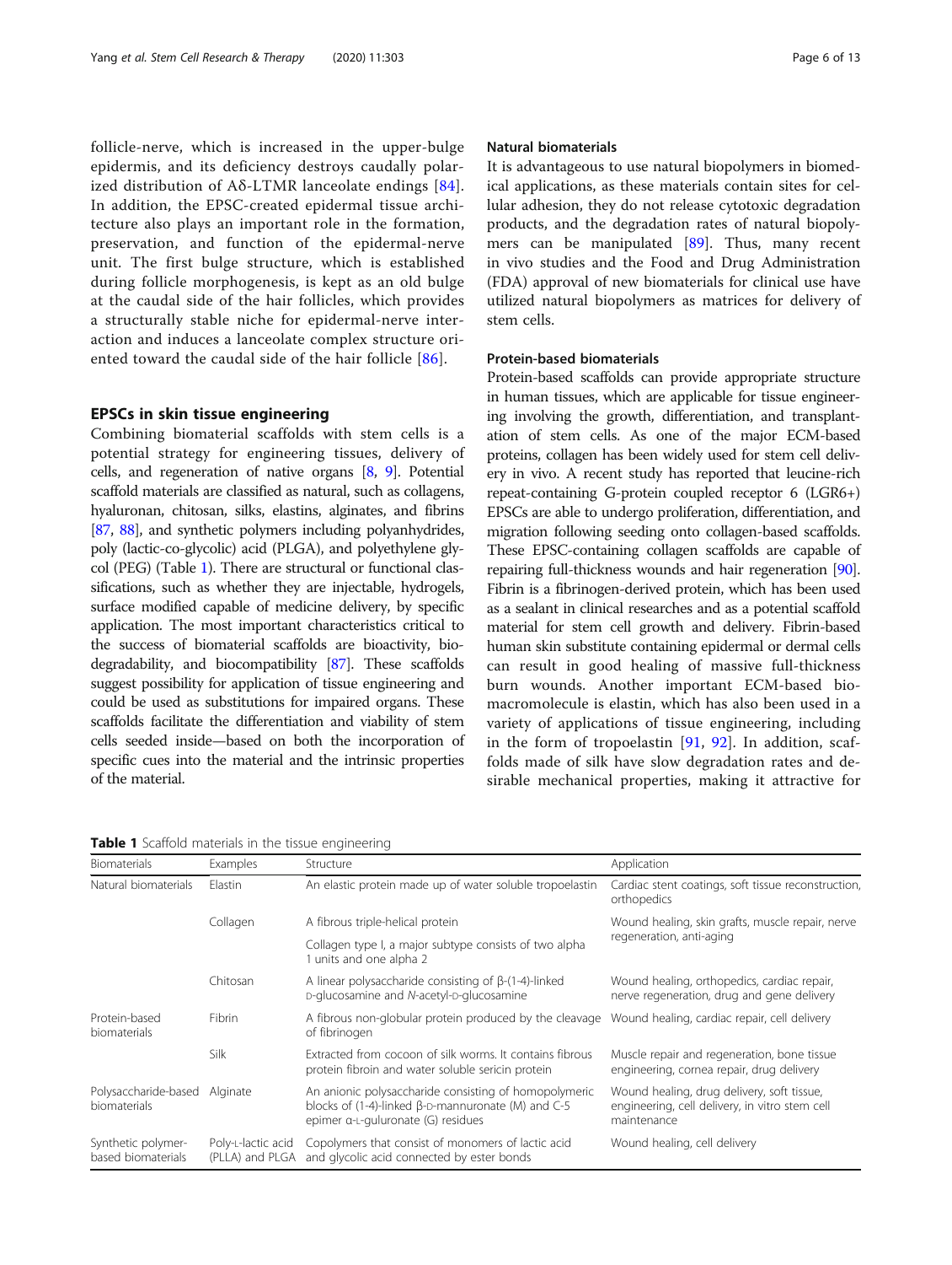follicle-nerve, which is increased in the upper-bulge epidermis, and its deficiency destroys caudally polarized distribution of Aδ-LTMR lanceolate endings [84]. In addition, the EPSC-created epidermal tissue architecture also plays an important role in the formation, preservation, and function of the epidermal-nerve unit. The first bulge structure, which is established during follicle morphogenesis, is kept as an old bulge at the caudal side of the hair follicles, which provides a structurally stable niche for epidermal-nerve interaction and induces a lanceolate complex structure oriented toward the caudal side of the hair follicle [86].

## EPSCs in skin tissue engineering

Combining biomaterial scaffolds with stem cells is a potential strategy for engineering tissues, delivery of cells, and regeneration of native organs [8, 9]. Potential scaffold materials are classified as natural, such as collagens, hyaluronan, chitosan, silks, elastins, alginates, and fibrins [87, 88], and synthetic polymers including polyanhydrides, poly (lactic-co-glycolic) acid (PLGA), and polyethylene glycol (PEG) (Table 1). There are structural or functional classifications, such as whether they are injectable, hydrogels, surface modified capable of medicine delivery, by specific application. The most important characteristics critical to the success of biomaterial scaffolds are bioactivity, biodegradability, and biocompatibility [87]. These scaffolds suggest possibility for application of tissue engineering and could be used as substitutions for impaired organs. These scaffolds facilitate the differentiation and viability of stem cells seeded inside—based on both the incorporation of specific cues into the material and the intrinsic properties of the material.

### Natural biomaterials

It is advantageous to use natural biopolymers in biomedical applications, as these materials contain sites for cellular adhesion, they do not release cytotoxic degradation products, and the degradation rates of natural biopolymers can be manipulated [89]. Thus, many recent in vivo studies and the Food and Drug Administration (FDA) approval of new biomaterials for clinical use have utilized natural biopolymers as matrices for delivery of stem cells.

### Protein-based biomaterials

Protein-based scaffolds can provide appropriate structure in human tissues, which are applicable for tissue engineering involving the growth, differentiation, and transplantation of stem cells. As one of the major ECM-based proteins, collagen has been widely used for stem cell delivery in vivo. A recent study has reported that leucine-rich repeat-containing G-protein coupled receptor 6 (LGR6+) EPSCs are able to undergo proliferation, differentiation, and migration following seeding onto collagen-based scaffolds. These EPSC-containing collagen scaffolds are capable of repairing full-thickness wounds and hair regeneration [90]. Fibrin is a fibrinogen-derived protein, which has been used as a sealant in clinical researches and as a potential scaffold material for stem cell growth and delivery. Fibrin-based human skin substitute containing epidermal or dermal cells can result in good healing of massive full-thickness burn wounds. Another important ECM-based biomacromolecule is elastin, which has also been used in a variety of applications of tissue engineering, including in the form of tropoelastin [91, 92]. In addition, scaffolds made of silk have slow degradation rates and desirable mechanical properties, making it attractive for

**Table 1** Scaffold materials in the tissue engineering

| Biomaterials | Examples | Structure | Application |
|---|---|---|---|
| Natural biomaterials | Elastin | An elastic protein made up of water soluble tropoelastin | Cardiac stent coatings, soft tissue reconstruction, orthopedics |
| | Collagen | A fibrous triple-helical protein<br>Collagen type I, a major subtype consists of two alpha 1 units and one alpha 2 | Wound healing, skin grafts, muscle repair, nerve regeneration, anti-aging |
| | Chitosan | A linear polysaccharide consisting of β-(1-4)-linked D-glucosamine and *N*-acetyl-D-glucosamine | Wound healing, orthopedics, cardiac repair, nerve regeneration, drug and gene delivery |
| Protein-based biomaterials | Fibrin | A fibrous non-globular protein produced by the cleavage of fibrinogen | Wound healing, cardiac repair, cell delivery |
| | Silk | Extracted from cocoon of silk worms. It contains fibrous protein fibroin and water soluble sericin protein | Muscle repair and regeneration, bone tissue engineering, cornea repair, drug delivery |
| Polysaccharide-based biomaterials | Alginate | An anionic polysaccharide consisting of homopolymeric blocks of (1-4)-linked β-D-mannuronate (M) and C-5 epimer α-L-guluronate (G) residues | Wound healing, drug delivery, soft tissue, engineering, cell delivery, in vitro stem cell maintenance |
| Synthetic polymer-based biomaterials | Poly-L-lactic acid (PLLA) and PLGA | Copolymers that consist of monomers of lactic acid and glycolic acid connected by ester bonds | Wound healing, cell delivery |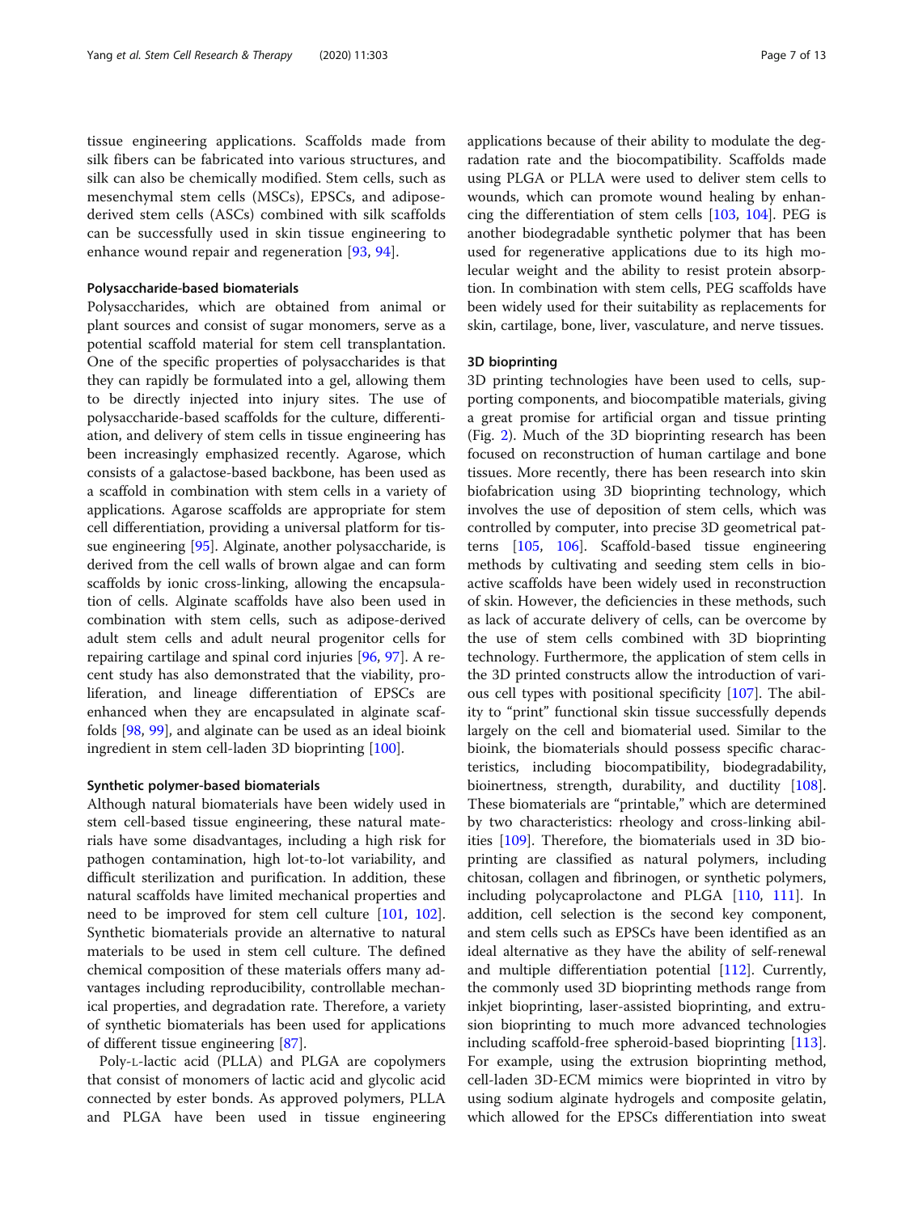tissue engineering applications. Scaffolds made from silk fibers can be fabricated into various structures, and silk can also be chemically modified. Stem cells, such as mesenchymal stem cells (MSCs), EPSCs, and adipose-derived stem cells (ASCs) combined with silk scaffolds can be successfully used in skin tissue engineering to enhance wound repair and regeneration [93, 94].

#### Polysaccharide-based biomaterials

Polysaccharides, which are obtained from animal or plant sources and consist of sugar monomers, serve as a potential scaffold material for stem cell transplantation. One of the specific properties of polysaccharides is that they can rapidly be formulated into a gel, allowing them to be directly injected into injury sites. The use of polysaccharide-based scaffolds for the culture, differentiation, and delivery of stem cells in tissue engineering has been increasingly emphasized recently. Agarose, which consists of a galactose-based backbone, has been used as a scaffold in combination with stem cells in a variety of applications. Agarose scaffolds are appropriate for stem cell differentiation, providing a universal platform for tissue engineering [95]. Alginate, another polysaccharide, is derived from the cell walls of brown algae and can form scaffolds by ionic cross-linking, allowing the encapsulation of cells. Alginate scaffolds have also been used in combination with stem cells, such as adipose-derived adult stem cells and adult neural progenitor cells for repairing cartilage and spinal cord injuries [96, 97]. A recent study has also demonstrated that the viability, proliferation, and lineage differentiation of EPSCs are enhanced when they are encapsulated in alginate scaffolds [98, 99], and alginate can be used as an ideal bioink ingredient in stem cell-laden 3D bioprinting [100].

#### Synthetic polymer-based biomaterials

Although natural biomaterials have been widely used in stem cell-based tissue engineering, these natural materials have some disadvantages, including a high risk for pathogen contamination, high lot-to-lot variability, and difficult sterilization and purification. In addition, these natural scaffolds have limited mechanical properties and need to be improved for stem cell culture [101, 102]. Synthetic biomaterials provide an alternative to natural materials to be used in stem cell culture. The defined chemical composition of these materials offers many advantages including reproducibility, controllable mechanical properties, and degradation rate. Therefore, a variety of synthetic biomaterials has been used for applications of different tissue engineering [87].

Poly-L-lactic acid (PLLA) and PLGA are copolymers that consist of monomers of lactic acid and glycolic acid connected by ester bonds. As approved polymers, PLLA and PLGA have been used in tissue engineering applications because of their ability to modulate the degradation rate and the biocompatibility. Scaffolds made using PLGA or PLLA were used to deliver stem cells to wounds, which can promote wound healing by enhancing the differentiation of stem cells [103, 104]. PEG is another biodegradable synthetic polymer that has been used for regenerative applications due to its high molecular weight and the ability to resist protein absorption. In combination with stem cells, PEG scaffolds have been widely used for their suitability as replacements for skin, cartilage, bone, liver, vasculature, and nerve tissues.

### 3D bioprinting

3D printing technologies have been used to cells, supporting components, and biocompatible materials, giving a great promise for artificial organ and tissue printing (Fig. 2). Much of the 3D bioprinting research has been focused on reconstruction of human cartilage and bone tissues. More recently, there has been research into skin biofabrication using 3D bioprinting technology, which involves the use of deposition of stem cells, which was controlled by computer, into precise 3D geometrical patterns [105, 106]. Scaffold-based tissue engineering methods by cultivating and seeding stem cells in bioactive scaffolds have been widely used in reconstruction of skin. However, the deficiencies in these methods, such as lack of accurate delivery of cells, can be overcome by the use of stem cells combined with 3D bioprinting technology. Furthermore, the application of stem cells in the 3D printed constructs allow the introduction of various cell types with positional specificity [107]. The ability to "print" functional skin tissue successfully depends largely on the cell and biomaterial used. Similar to the bioink, the biomaterials should possess specific characteristics, including biocompatibility, biodegradability, bioinertness, strength, durability, and ductility [108]. These biomaterials are "printable," which are determined by two characteristics: rheology and cross-linking abilities [109]. Therefore, the biomaterials used in 3D bioprinting are classified as natural polymers, including chitosan, collagen and fibrinogen, or synthetic polymers, including polycaprolactone and PLGA [110, 111]. In addition, cell selection is the second key component, and stem cells such as EPSCs have been identified as an ideal alternative as they have the ability of self-renewal and multiple differentiation potential [112]. Currently, the commonly used 3D bioprinting methods range from inkjet bioprinting, laser-assisted bioprinting, and extrusion bioprinting to much more advanced technologies including scaffold-free spheroid-based bioprinting [113]. For example, using the extrusion bioprinting method, cell-laden 3D-ECM mimics were bioprinted in vitro by using sodium alginate hydrogels and composite gelatin, which allowed for the EPSCs differentiation into sweat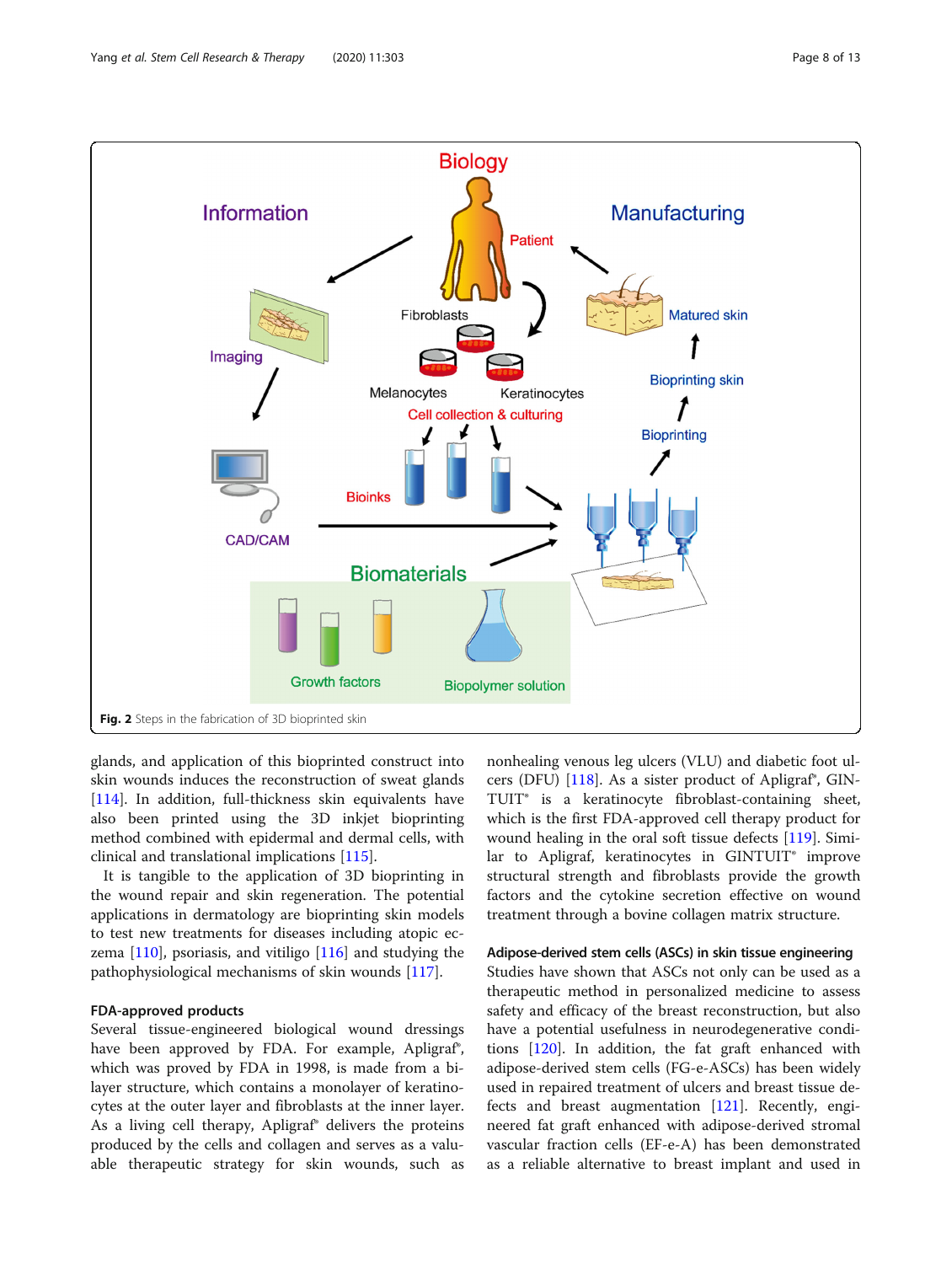Fig. 2 Steps in the fabrication of 3D bioprinted skin

glands, and application of this bioprinted construct into skin wounds induces the reconstruction of sweat glands [114]. In addition, full-thickness skin equivalents have also been printed using the 3D inkjet bioprinting method combined with epidermal and dermal cells, with clinical and translational implications [115].

It is tangible to the application of 3D bioprinting in the wound repair and skin regeneration. The potential applications in dermatology are bioprinting skin models to test new treatments for diseases including atopic eczema [110], psoriasis, and vitiligo [116] and studying the pathophysiological mechanisms of skin wounds [117].

### FDA-approved products

Several tissue-engineered biological wound dressings have been approved by FDA. For example, Apligraf®, which was proved by FDA in 1998, is made from a bilayer structure, which contains a monolayer of keratinocytes at the outer layer and fibroblasts at the inner layer. As a living cell therapy, Apligraf® delivers the proteins produced by the cells and collagen and serves as a valuable therapeutic strategy for skin wounds, such as nonhealing venous leg ulcers (VLU) and diabetic foot ulcers (DFU) [118]. As a sister product of Apligraf®, GINTUIT® is a keratinocyte fibroblast-containing sheet, which is the first FDA-approved cell therapy product for wound healing in the oral soft tissue defects [119]. Similar to Apligraf, keratinocytes in GINTUIT® improve structural strength and fibroblasts provide the growth factors and the cytokine secretion effective on wound treatment through a bovine collagen matrix structure.

### Adipose-derived stem cells (ASCs) in skin tissue engineering

Studies have shown that ASCs not only can be used as a therapeutic method in personalized medicine to assess safety and efficacy of the breast reconstruction, but also have a potential usefulness in neurodegenerative conditions [120]. In addition, the fat graft enhanced with adipose-derived stem cells (FG-e-ASCs) has been widely used in repaired treatment of ulcers and breast tissue defects and breast augmentation [121]. Recently, engineered fat graft enhanced with adipose-derived stromal vascular fraction cells (EF-e-A) has been demonstrated as a reliable alternative to breast implant and used in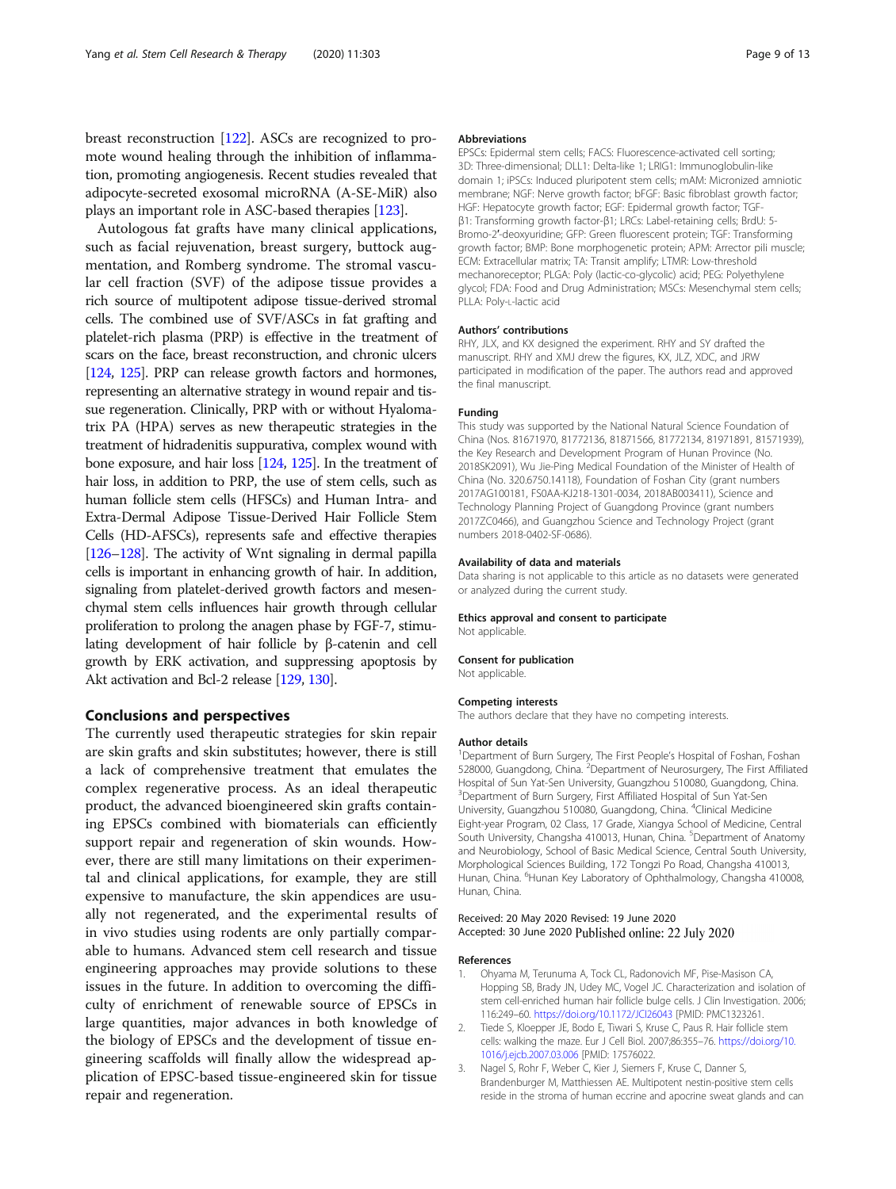breast reconstruction [122]. ASCs are recognized to promote wound healing through the inhibition of inflammation, promoting angiogenesis. Recent studies revealed that adipocyte-secreted exosomal microRNA (A-SE-MiR) also plays an important role in ASC-based therapies [123].

Autologous fat grafts have many clinical applications, such as facial rejuvenation, breast surgery, buttock augmentation, and Romberg syndrome. The stromal vascular cell fraction (SVF) of the adipose tissue provides a rich source of multipotent adipose tissue-derived stromal cells. The combined use of SVF/ASCs in fat grafting and platelet-rich plasma (PRP) is effective in the treatment of scars on the face, breast reconstruction, and chronic ulcers [124, 125]. PRP can release growth factors and hormones, representing an alternative strategy in wound repair and tissue regeneration. Clinically, PRP with or without Hyalomatrix PA (HPA) serves as new therapeutic strategies in the treatment of hidradenitis suppurativa, complex wound with bone exposure, and hair loss [124, 125]. In the treatment of hair loss, in addition to PRP, the use of stem cells, such as human follicle stem cells (HFSCs) and Human Intra- and Extra-Dermal Adipose Tissue-Derived Hair Follicle Stem Cells (HD-AFSCs), represents safe and effective therapies [126–128]. The activity of Wnt signaling in dermal papilla cells is important in enhancing growth of hair. In addition, signaling from platelet-derived growth factors and mesenchymal stem cells influences hair growth through cellular proliferation to prolong the anagen phase by FGF-7, stimulating development of hair follicle by β-catenin and cell growth by ERK activation, and suppressing apoptosis by Akt activation and Bcl-2 release [129, 130].

## Conclusions and perspectives

The currently used therapeutic strategies for skin repair are skin grafts and skin substitutes; however, there is still a lack of comprehensive treatment that emulates the complex regenerative process. As an ideal therapeutic product, the advanced bioengineered skin grafts containing EPSCs combined with biomaterials can efficiently support repair and regeneration of skin wounds. However, there are still many limitations on their experimental and clinical applications, for example, they are still expensive to manufacture, the skin appendices are usually not regenerated, and the experimental results of in vivo studies using rodents are only partially comparable to humans. Advanced stem cell research and tissue engineering approaches may provide solutions to these issues in the future. In addition to overcoming the difficulty of enrichment of renewable source of EPSCs in large quantities, major advances in both knowledge of the biology of EPSCs and the development of tissue engineering scaffolds will finally allow the widespread application of EPSC-based tissue-engineered skin for tissue repair and regeneration.

#### Abbreviations

EPSCs: Epidermal stem cells; FACS: Fluorescence-activated cell sorting; 3D: Three-dimensional; DLL1: Delta-like 1; LRIG1: Immunoglobulin-like domain 1; iPSCs: Induced pluripotent stem cells; mAM: Micronized amniotic membrane; NGF: Nerve growth factor; bFGF: Basic fibroblast growth factor; HGF: Hepatocyte growth factor; EGF: Epidermal growth factor; TGF-β1: Transforming growth factor-β1; LRCs: Label-retaining cells; BrdU: 5-Bromo-2′-deoxyuridine; GFP: Green fluorescent protein; TGF: Transforming growth factor; BMP: Bone morphogenetic protein; APM: Arrector pili muscle; ECM: Extracellular matrix; TA: Transit amplify; LTMR: Low-threshold mechanoreceptor; PLGA: Poly (lactic-co-glycolic) acid; PEG: Polyethylene glycol; FDA: Food and Drug Administration; MSCs: Mesenchymal stem cells; PLLA: Poly-L-lactic acid

#### Authors' contributions

RHY, JLX, and KX designed the experiment. RHY and SY drafted the manuscript. RHY and XMJ drew the figures, KX, JLZ, XDC, and JRW participated in modification of the paper. The authors read and approved the final manuscript.

#### Funding

This study was supported by the National Natural Science Foundation of China (Nos. 81671970, 81772136, 81871566, 81772134, 81971891, 81571939), the Key Research and Development Program of Hunan Province (No. 2018SK2091), Wu Jie-Ping Medical Foundation of the Minister of Health of China (No. 320.6750.14118), Foundation of Foshan City (grant numbers 2017AG100181, FS0AA-KJ218-1301-0034, 2018AB003411), Science and Technology Planning Project of Guangdong Province (grant numbers 2017ZC0466), and Guangzhou Science and Technology Project (grant numbers 2018-0402-SF-0686).

#### Availability of data and materials

Data sharing is not applicable to this article as no datasets were generated or analyzed during the current study.

#### Ethics approval and consent to participate

Not applicable.

#### Consent for publication

Not applicable.

#### Competing interests

The authors declare that they have no competing interests.

#### Author details

[1]Department of Burn Surgery, The First People's Hospital of Foshan, Foshan 528000, Guangdong, China. [2]Department of Neurosurgery, The First Affiliated Hospital of Sun Yat-Sen University, Guangzhou 510080, Guangdong, China. [3]Department of Burn Surgery, First Affiliated Hospital of Sun Yat-Sen University, Guangzhou 510080, Guangdong, China. [4]Clinical Medicine Eight-year Program, 02 Class, 17 Grade, Xiangya School of Medicine, Central South University, Changsha 410013, Hunan, China. [5]Department of Anatomy and Neurobiology, School of Basic Medical Science, Central South University, Morphological Sciences Building, 172 Tongzi Po Road, Changsha 410013, Hunan, China. [6]Hunan Key Laboratory of Ophthalmology, Changsha 410008, Hunan, China.

Received: 20 May 2020 Revised: 19 June 2020
Accepted: 30 June 2020 Published online: 22 July 2020

#### References

1. Ohyama M, Terunuma A, Tock CL, Radonovich MF, Pise-Masison CA, Hopping SB, Brady JN, Udey MC, Vogel JC. Characterization and isolation of stem cell-enriched human hair follicle bulge cells. J Clin Investigation. 2006; 116:249–60. https://doi.org/10.1172/JCI26043 [PMID: PMC1323261.
2. Tiede S, Kloepper JE, Bodo E, Tiwari S, Kruse C, Paus R. Hair follicle stem cells: walking the maze. Eur J Cell Biol. 2007;86:355–76. https://doi.org/10.1016/j.ejcb.2007.03.006 [PMID: 17576022.
3. Nagel S, Rohr F, Weber C, Kier J, Siemers F, Kruse C, Danner S, Brandenburger M, Matthiessen AE. Multipotent nestin-positive stem cells reside in the stroma of human eccrine and apocrine sweat glands and can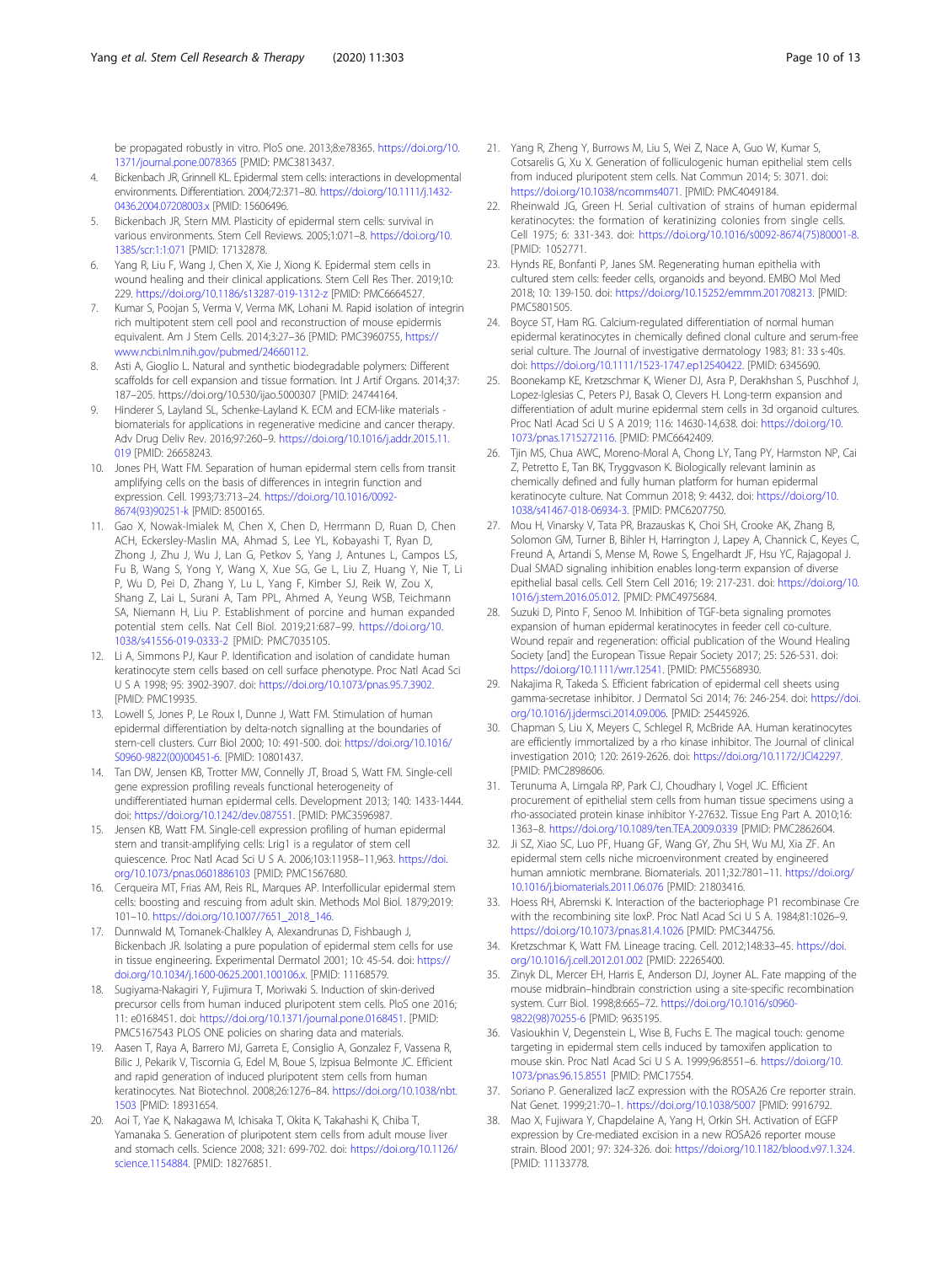be propagated robustly in vitro. PloS one. 2013;8:e78365. https://doi.org/10.1371/journal.pone.0078365 [PMID: PMC3813437.

4. Bickenbach JR, Grinnell KL. Epidermal stem cells: interactions in developmental environments. Differentiation. 2004;72:371–80. https://doi.org/10.1111/j.1432-0436.2004.07208003.x [PMID: 15606496.
5. Bickenbach JR, Stern MM. Plasticity of epidermal stem cells: survival in various environments. Stem Cell Reviews. 2005;1:071–8. https://doi.org/10.1385/scr:1:1:071 [PMID: 17132878.
6. Yang R, Liu F, Wang J, Chen X, Xie J, Xiong K. Epidermal stem cells in wound healing and their clinical applications. Stem Cell Res Ther. 2019;10:229. https://doi.org/10.1186/s13287-019-1312-z [PMID: PMC6664527.
7. Kumar S, Poojan S, Verma V, Verma MK, Lohani M. Rapid isolation of integrin rich multipotent stem cell pool and reconstruction of mouse epidermis equivalent. Am J Stem Cells. 2014;3:27–36 [PMID: PMC3960755, https://www.ncbi.nlm.nih.gov/pubmed/24660112.
8. Asti A, Gioglio L. Natural and synthetic biodegradable polymers: Different scaffolds for cell expansion and tissue formation. Int J Artif Organs. 2014;37:187–205. https://doi.org/10.530/ijao.5000307 [PMID: 24744164.
9. Hinderer S, Layland SL, Schenke-Layland K. ECM and ECM-like materials - biomaterials for applications in regenerative medicine and cancer therapy. Adv Drug Deliv Rev. 2016;97:260–9. https://doi.org/10.1016/j.addr.2015.11.019 [PMID: 26658243.
10. Jones PH, Watt FM. Separation of human epidermal stem cells from transit amplifying cells on the basis of differences in integrin function and expression. Cell. 1993;73:713–24. https://doi.org/10.1016/0092-8674(93)90251-k [PMID: 8500165.
11. Gao X, Nowak-Imialek M, Chen X, Chen D, Herrmann D, Ruan D, Chen ACH, Eckersley-Maslin MA, Ahmad S, Lee YL, Kobayashi T, Ryan D, Zhong J, Zhu J, Wu J, Lan G, Petkov S, Yang J, Antunes L, Campos LS, Fu B, Wang S, Yong Y, Wang X, Xue SG, Ge L, Liu Z, Huang Y, Nie T, Li P, Wu D, Pei D, Zhang Y, Lu L, Yang F, Kimber SJ, Reik W, Zou X, Shang Z, Lai L, Surani A, Tam PPL, Ahmed A, Yeung WSB, Teichmann SA, Niemann H, Liu P. Establishment of porcine and human expanded potential stem cells. Nat Cell Biol. 2019;21:687–99. https://doi.org/10.1038/s41556-019-0333-2 [PMID: PMC7035105.
12. Li A, Simmons PJ, Kaur P. Identification and isolation of candidate human keratinocyte stem cells based on cell surface phenotype. Proc Natl Acad Sci U S A 1998; 95: 3902-3907. doi: https://doi.org/10.1073/pnas.95.7.3902. [PMID: PMC19935.
13. Lowell S, Jones P, Le Roux I, Dunne J, Watt FM. Stimulation of human epidermal differentiation by delta-notch signalling at the boundaries of stem-cell clusters. Curr Biol 2000; 10: 491-500. doi: https://doi.org/10.1016/S0960-9822(00)00451-6. [PMID: 10801437.
14. Tan DW, Jensen KB, Trotter MW, Connelly JT, Broad S, Watt FM. Single-cell gene expression profiling reveals functional heterogeneity of undifferentiated human epidermal cells. Development 2013; 140: 1433-1444. doi: https://doi.org/10.1242/dev.087551. [PMID: PMC3596987.
15. Jensen KB, Watt FM. Single-cell expression profiling of human epidermal stem and transit-amplifying cells: Lrig1 is a regulator of stem cell quiescence. Proc Natl Acad Sci U S A. 2006;103:11958–11,963. https://doi.org/10.1073/pnas.0601886103 [PMID: PMC1567680.
16. Cerqueira MT, Frias AM, Reis RL, Marques AP. Interfollicular epidermal stem cells: boosting and rescuing from adult skin. Methods Mol Biol. 1879;2019:101–10. https://doi.org/10.1007/7651_2018_146.
17. Dunnwald M, Tomanek-Chalkley A, Alexandrunas D, Fishbaugh J, Bickenbach JR. Isolating a pure population of epidermal stem cells for use in tissue engineering. Experimental Dermatol 2001; 10: 45-54. doi: https://doi.org/10.1034/j.1600-0625.2001.100106.x. [PMID: 11168579.
18. Sugiyama-Nakagiri Y, Fujimura T, Moriwaki S. Induction of skin-derived precursor cells from human induced pluripotent stem cells. PloS one 2016; 11: e0168451. doi: https://doi.org/10.1371/journal.pone.0168451. [PMID: PMC5167543 PLOS ONE policies on sharing data and materials.
19. Aasen T, Raya A, Barrero MJ, Garreta E, Consiglio A, Gonzalez F, Vassena R, Bilic J, Pekarik V, Tiscornia G, Edel M, Boue S, Izpisua Belmonte JC. Efficient and rapid generation of induced pluripotent stem cells from human keratinocytes. Nat Biotechnol. 2008;26:1276–84. https://doi.org/10.1038/nbt.1503 [PMID: 18931654.
20. Aoi T, Yae K, Nakagawa M, Ichisaka T, Okita K, Takahashi K, Chiba T, Yamanaka S. Generation of pluripotent stem cells from adult mouse liver and stomach cells. Science 2008; 321: 699-702. doi: https://doi.org/10.1126/science.1154884. [PMID: 18276851.
21. Yang R, Zheng Y, Burrows M, Liu S, Wei Z, Nace A, Guo W, Kumar S, Cotsarelis G, Xu X. Generation of folliculogenic human epithelial stem cells from induced pluripotent stem cells. Nat Commun 2014; 5: 3071. doi: https://doi.org/10.1038/ncomms4071. [PMID: PMC4049184.
22. Rheinwald JG, Green H. Serial cultivation of strains of human epidermal keratinocytes: the formation of keratinizing colonies from single cells. Cell 1975; 6: 331-343. doi: https://doi.org/10.1016/s0092-8674(75)80001-8. [PMID: 1052771.
23. Hynds RE, Bonfanti P, Janes SM. Regenerating human epithelia with cultured stem cells: feeder cells, organoids and beyond. EMBO Mol Med 2018; 10: 139-150. doi: https://doi.org/10.15252/emmm.201708213. [PMID: PMC5801505.
24. Boyce ST, Ham RG. Calcium-regulated differentiation of normal human epidermal keratinocytes in chemically defined clonal culture and serum-free serial culture. The Journal of investigative dermatology 1983; 81: 33 s-40s. doi: https://doi.org/10.1111/1523-1747.ep12540422. [PMID: 6345690.
25. Boonekamp KE, Kretzschmar K, Wiener DJ, Asra P, Derakhshan S, Puschhof J, Lopez-Iglesias C, Peters PJ, Basak O, Clevers H. Long-term expansion and differentiation of adult murine epidermal stem cells in 3d organoid cultures. Proc Natl Acad Sci U S A 2019; 116: 14630-14,638. doi: https://doi.org/10.1073/pnas.1715272116. [PMID: PMC6642409.
26. Tjin MS, Chua AWC, Moreno-Moral A, Chong LY, Tang PY, Harmston NP, Cai Z, Petretto E, Tan BK, Tryggvason K. Biologically relevant laminin as chemically defined and fully human platform for human epidermal keratinocyte culture. Nat Commun 2018; 9: 4432. doi: https://doi.org/10.1038/s41467-018-06934-3. [PMID: PMC6207750.
27. Mou H, Vinarsky V, Tata PR, Brazauskas K, Choi SH, Crooke AK, Zhang B, Solomon GM, Turner B, Bihler H, Harrington J, Lapey A, Channick C, Keyes C, Freund A, Artandi S, Mense M, Rowe S, Engelhardt JF, Hsu YC, Rajagopal J. Dual SMAD signaling inhibition enables long-term expansion of diverse epithelial basal cells. Cell Stem Cell 2016; 19: 217-231. doi: https://doi.org/10.1016/j.stem.2016.05.012. [PMID: PMC4975684.
28. Suzuki D, Pinto F, Senoo M. Inhibition of TGF-beta signaling promotes expansion of human epidermal keratinocytes in feeder cell co-culture. Wound repair and regeneration: official publication of the Wound Healing Society [and] the European Tissue Repair Society 2017; 25: 526-531. doi: https://doi.org/10.1111/wrr.12541. [PMID: PMC5568930.
29. Nakajima R, Takeda S. Efficient fabrication of epidermal cell sheets using gamma-secretase inhibitor. J Dermatol Sci 2014; 76: 246-254. doi: https://doi.org/10.1016/j.jdermsci.2014.09.006. [PMID: 25445926.
30. Chapman S, Liu X, Meyers C, Schlegel R, McBride AA. Human keratinocytes are efficiently immortalized by a rho kinase inhibitor. The Journal of clinical investigation 2010; 120: 2619-2626. doi: https://doi.org/10.1172/JCI42297. [PMID: PMC2898606.
31. Terunuma A, Limgala RP, Park CJ, Choudhary I, Vogel JC. Efficient procurement of epithelial stem cells from human tissue specimens using a rho-associated protein kinase inhibitor Y-27632. Tissue Eng Part A. 2010;16:1363–8. https://doi.org/10.1089/ten.TEA.2009.0339 [PMID: PMC2862604.
32. Ji SZ, Xiao SC, Luo PF, Huang GF, Wang GY, Zhu SH, Wu MJ, Xia ZF. An epidermal stem cells niche microenvironment created by engineered human amniotic membrane. Biomaterials. 2011;32:7801–11. https://doi.org/10.1016/j.biomaterials.2011.06.076 [PMID: 21803416.
33. Hoess RH, Abremski K. Interaction of the bacteriophage P1 recombinase Cre with the recombining site loxP. Proc Natl Acad Sci U S A. 1984;81:1026–9. https://doi.org/10.1073/pnas.81.4.1026 [PMID: PMC344756.
34. Kretzschmar K, Watt FM. Lineage tracing. Cell. 2012;148:33–45. https://doi.org/10.1016/j.cell.2012.01.002 [PMID: 22265400.
35. Zinyk DL, Mercer EH, Harris E, Anderson DJ, Joyner AL. Fate mapping of the mouse midbrain–hindbrain constriction using a site-specific recombination system. Curr Biol. 1998;8:665–72. https://doi.org/10.1016/s0960-9822(98)70255-6 [PMID: 9635195.
36. Vasioukhin V, Degenstein L, Wise B, Fuchs E. The magical touch: genome targeting in epidermal stem cells induced by tamoxifen application to mouse skin. Proc Natl Acad Sci U S A. 1999;96:8551–6. https://doi.org/10.1073/pnas.96.15.8551 [PMID: PMC17554.
37. Soriano P. Generalized lacZ expression with the ROSA26 Cre reporter strain. Nat Genet. 1999;21:70–1. https://doi.org/10.1038/5007 [PMID: 9916792.
38. Mao X, Fujiwara Y, Chapdelaine A, Yang H, Orkin SH. Activation of EGFP expression by Cre-mediated excision in a new ROSA26 reporter mouse strain. Blood 2001; 97: 324-326. doi: https://doi.org/10.1182/blood.v97.1.324. [PMID: 11133778.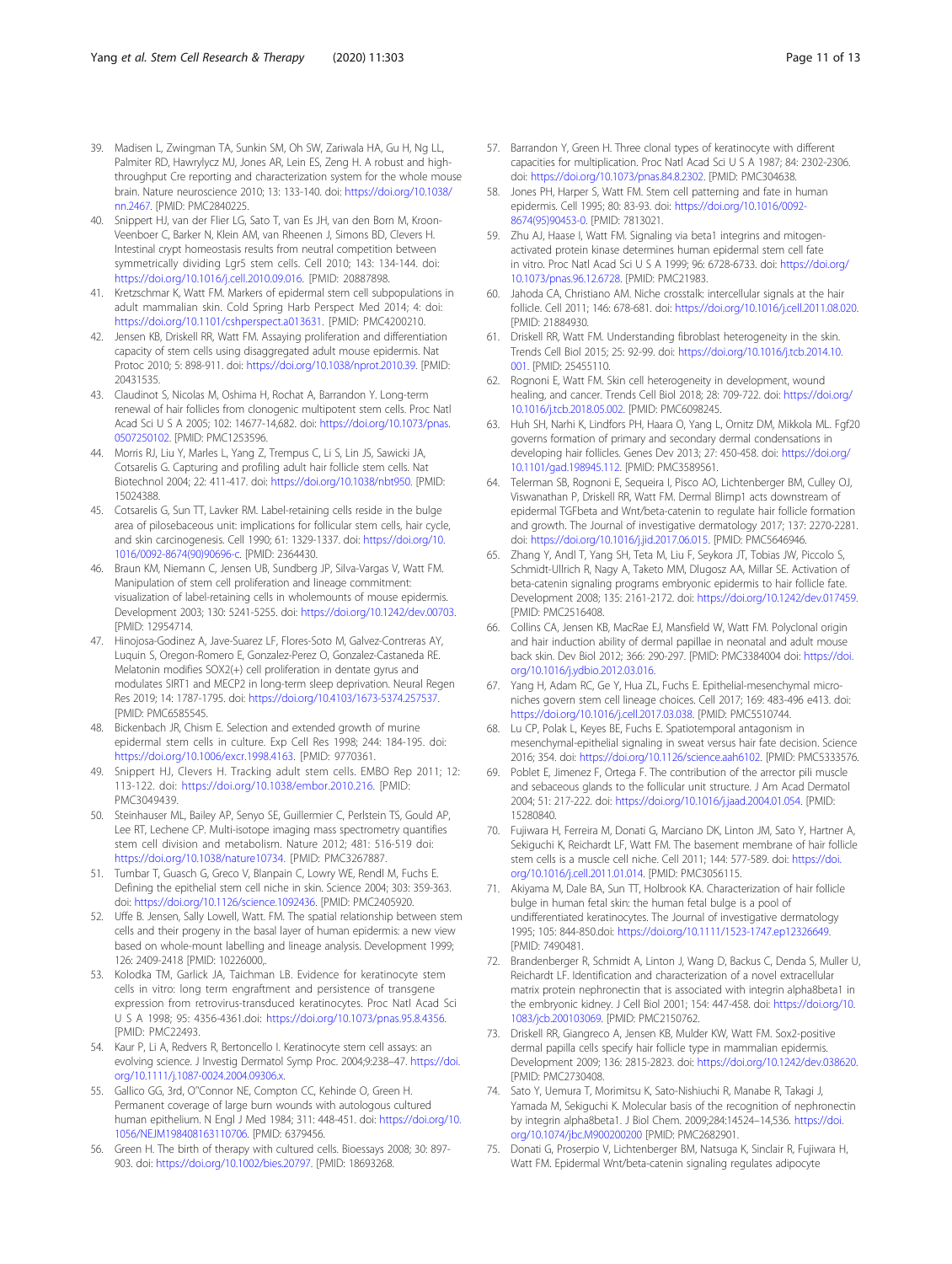39. Madisen L, Zwingman TA, Sunkin SM, Oh SW, Zariwala HA, Gu H, Ng LL, Palmiter RD, Hawrylycz MJ, Jones AR, Lein ES, Zeng H. A robust and high-throughput Cre reporting and characterization system for the whole mouse brain. Nature neuroscience 2010; 13: 133-140. doi: https://doi.org/10.1038/nn.2467. [PMID: PMC2840225.
40. Snippert HJ, van der Flier LG, Sato T, van Es JH, van den Born M, Kroon-Veenboer C, Barker N, Klein AM, van Rheenen J, Simons BD, Clevers H. Intestinal crypt homeostasis results from neutral competition between symmetrically dividing Lgr5 stem cells. Cell 2010; 143: 134-144. doi: https://doi.org/10.1016/j.cell.2010.09.016. [PMID: 20887898.
41. Kretzschmar K, Watt FM. Markers of epidermal stem cell subpopulations in adult mammalian skin. Cold Spring Harb Perspect Med 2014; 4: doi: https://doi.org/10.1101/cshperspect.a013631. [PMID: PMC4200210.
42. Jensen KB, Driskell RR, Watt FM. Assaying proliferation and differentiation capacity of stem cells using disaggregated adult mouse epidermis. Nat Protoc 2010; 5: 898-911. doi: https://doi.org/10.1038/nprot.2010.39. [PMID: 20431535.
43. Claudinot S, Nicolas M, Oshima H, Rochat A, Barrandon Y. Long-term renewal of hair follicles from clonogenic multipotent stem cells. Proc Natl Acad Sci U S A 2005; 102: 14677-14,682. doi: https://doi.org/10.1073/pnas.0507250102. [PMID: PMC1253596.
44. Morris RJ, Liu Y, Marles L, Yang Z, Trempus C, Li S, Lin JS, Sawicki JA, Cotsarelis G. Capturing and profiling adult hair follicle stem cells. Nat Biotechnol 2004; 22: 411-417. doi: https://doi.org/10.1038/nbt950. [PMID: 15024388.
45. Cotsarelis G, Sun TT, Lavker RM. Label-retaining cells reside in the bulge area of pilosebaceous unit: implications for follicular stem cells, hair cycle, and skin carcinogenesis. Cell 1990; 61: 1329-1337. doi: https://doi.org/10.1016/0092-8674(90)90696-c. [PMID: 2364430.
46. Braun KM, Niemann C, Jensen UB, Sundberg JP, Silva-Vargas V, Watt FM. Manipulation of stem cell proliferation and lineage commitment: visualization of label-retaining cells in wholemounts of mouse epidermis. Development 2003; 130: 5241-5255. doi: https://doi.org/10.1242/dev.00703. [PMID: 12954714.
47. Hinojosa-Godinez A, Jave-Suarez LF, Flores-Soto M, Galvez-Contreras AY, Luquin S, Oregon-Romero E, Gonzalez-Perez O, Gonzalez-Castaneda RE. Melatonin modifies SOX2(+) cell proliferation in dentate gyrus and modulates SIRT1 and MECP2 in long-term sleep deprivation. Neural Regen Res 2019; 14: 1787-1795. doi: https://doi.org/10.4103/1673-5374.257537. [PMID: PMC6585545.
48. Bickenbach JR, Chism E. Selection and extended growth of murine epidermal stem cells in culture. Exp Cell Res 1998; 244: 184-195. doi: https://doi.org/10.1006/excr.1998.4163. [PMID: 9770361.
49. Snippert HJ, Clevers H. Tracking adult stem cells. EMBO Rep 2011; 12: 113-122. doi: https://doi.org/10.1038/embor.2010.216. [PMID: PMC3049439.
50. Steinhauser ML, Bailey AP, Senyo SE, Guillermier C, Perlstein TS, Gould AP, Lee RT, Lechene CP. Multi-isotope imaging mass spectrometry quantifies stem cell division and metabolism. Nature 2012; 481: 516-519 doi: https://doi.org/10.1038/nature10734. [PMID: PMC3267887.
51. Tumbar T, Guasch G, Greco V, Blanpain C, Lowry WE, Rendl M, Fuchs E. Defining the epithelial stem cell niche in skin. Science 2004; 303: 359-363. doi: https://doi.org/10.1126/science.1092436. [PMID: PMC2405920.
52. Uffe B. Jensen, Sally Lowell, Watt. FM. The spatial relationship between stem cells and their progeny in the basal layer of human epidermis: a new view based on whole-mount labelling and lineage analysis. Development 1999; 126: 2409-2418 [PMID: 10226000,.
53. Kolodka TM, Garlick JA, Taichman LB. Evidence for keratinocyte stem cells in vitro: long term engraftment and persistence of transgene expression from retrovirus-transduced keratinocytes. Proc Natl Acad Sci U S A 1998; 95: 4356-4361.doi: https://doi.org/10.1073/pnas.95.8.4356. [PMID: PMC22493.
54. Kaur P, Li A, Redvers R, Bertoncello I. Keratinocyte stem cell assays: an evolving science. J Investig Dermatol Symp Proc. 2004;9:238–47. https://doi.org/10.1111/j.1087-0024.2004.09306.x.
55. Gallico GG, 3rd, O''Connor NE, Compton CC, Kehinde O, Green H. Permanent coverage of large burn wounds with autologous cultured human epithelium. N Engl J Med 1984; 311: 448-451. doi: https://doi.org/10.1056/NEJM198408163110706. [PMID: 6379456.
56. Green H. The birth of therapy with cultured cells. Bioessays 2008; 30: 897-903. doi: https://doi.org/10.1002/bies.20797. [PMID: 18693268.
57. Barrandon Y, Green H. Three clonal types of keratinocyte with different capacities for multiplication. Proc Natl Acad Sci U S A 1987; 84: 2302-2306. doi: https://doi.org/10.1073/pnas.84.8.2302. [PMID: PMC304638.
58. Jones PH, Harper S, Watt FM. Stem cell patterning and fate in human epidermis. Cell 1995; 80: 83-93. doi: https://doi.org/10.1016/0092-8674(95)90453-0. [PMID: 7813021.
59. Zhu AJ, Haase I, Watt FM. Signaling via beta1 integrins and mitogen-activated protein kinase determines human epidermal stem cell fate in vitro. Proc Natl Acad Sci U S A 1999; 96: 6728-6733. doi: https://doi.org/10.1073/pnas.96.12.6728. [PMID: PMC21983.
60. Jahoda CA, Christiano AM. Niche crosstalk: intercellular signals at the hair follicle. Cell 2011; 146: 678-681. doi: https://doi.org/10.1016/j.cell.2011.08.020. [PMID: 21884930.
61. Driskell RR, Watt FM. Understanding fibroblast heterogeneity in the skin. Trends Cell Biol 2015; 25: 92-99. doi: https://doi.org/10.1016/j.tcb.2014.10.001. [PMID: 25455110.
62. Rognoni E, Watt FM. Skin cell heterogeneity in development, wound healing, and cancer. Trends Cell Biol 2018; 28: 709-722. doi: https://doi.org/10.1016/j.tcb.2018.05.002. [PMID: PMC6098245.
63. Huh SH, Narhi K, Lindfors PH, Haara O, Yang L, Ornitz DM, Mikkola ML. Fgf20 governs formation of primary and secondary dermal condensations in developing hair follicles. Genes Dev 2013; 27: 450-458. doi: https://doi.org/10.1101/gad.198945.112. [PMID: PMC3589561.
64. Telerman SB, Rognoni E, Sequeira I, Pisco AO, Lichtenberger BM, Culley OJ, Viswanathan P, Driskell RR, Watt FM. Dermal Blimp1 acts downstream of epidermal TGFbeta and Wnt/beta-catenin to regulate hair follicle formation and growth. The Journal of investigative dermatology 2017; 137: 2270-2281. doi: https://doi.org/10.1016/j.jid.2017.06.015. [PMID: PMC5646946.
65. Zhang Y, Andl T, Yang SH, Teta M, Liu F, Seykora JT, Tobias JW, Piccolo S, Schmidt-Ullrich R, Nagy A, Taketo MM, Dlugosz AA, Millar SE. Activation of beta-catenin signaling programs embryonic epidermis to hair follicle fate. Development 2008; 135: 2161-2172. doi: https://doi.org/10.1242/dev.017459. [PMID: PMC2516408.
66. Collins CA, Jensen KB, MacRae EJ, Mansfield W, Watt FM. Polyclonal origin and hair induction ability of dermal papillae in neonatal and adult mouse back skin. Dev Biol 2012; 366: 290-297. [PMID: PMC3384004 doi: https://doi.org/10.1016/j.ydbio.2012.03.016.
67. Yang H, Adam RC, Ge Y, Hua ZL, Fuchs E. Epithelial-mesenchymal micro-niches govern stem cell lineage choices. Cell 2017; 169: 483-496 e413. doi: https://doi.org/10.1016/j.cell.2017.03.038. [PMID: PMC5510744.
68. Lu CP, Polak L, Keyes BE, Fuchs E. Spatiotemporal antagonism in mesenchymal-epithelial signaling in sweat versus hair fate decision. Science 2016; 354. doi: https://doi.org/10.1126/science.aah6102. [PMID: PMC5333576.
69. Poblet E, Jimenez F, Ortega F. The contribution of the arrector pili muscle and sebaceous glands to the follicular unit structure. J Am Acad Dermatol 2004; 51: 217-222. doi: https://doi.org/10.1016/j.jaad.2004.01.054. [PMID: 15280840.
70. Fujiwara H, Ferreira M, Donati G, Marciano DK, Linton JM, Sato Y, Hartner A, Sekiguchi K, Reichardt LF, Watt FM. The basement membrane of hair follicle stem cells is a muscle cell niche. Cell 2011; 144: 577-589. doi: https://doi.org/10.1016/j.cell.2011.01.014. [PMID: PMC3056115.
71. Akiyama M, Dale BA, Sun TT, Holbrook KA. Characterization of hair follicle bulge in human fetal skin: the human fetal bulge is a pool of undifferentiated keratinocytes. The Journal of investigative dermatology 1995; 105: 844-850.doi: https://doi.org/10.1111/1523-1747.ep12326649. [PMID: 7490481.
72. Brandenberger R, Schmidt A, Linton J, Wang D, Backus C, Denda S, Muller U, Reichardt LF. Identification and characterization of a novel extracellular matrix protein nephronectin that is associated with integrin alpha8beta1 in the embryonic kidney. J Cell Biol 2001; 154: 447-458. doi: https://doi.org/10.1083/jcb.200103069. [PMID: PMC2150762.
73. Driskell RR, Giangreco A, Jensen KB, Mulder KW, Watt FM. Sox2-positive dermal papilla cells specify hair follicle type in mammalian epidermis. Development 2009; 136: 2815-2823. doi: https://doi.org/10.1242/dev.038620. [PMID: PMC2730408.
74. Sato Y, Uemura T, Morimitsu K, Sato-Nishiuchi R, Manabe R, Takagi J, Yamada M, Sekiguchi K. Molecular basis of the recognition of nephronectin by integrin alpha8beta1. J Biol Chem. 2009;284:14524–14,536. https://doi.org/10.1074/jbc.M900200200 [PMID: PMC2682901.
75. Donati G, Proserpio V, Lichtenberger BM, Natsuga K, Sinclair R, Fujiwara H, Watt FM. Epidermal Wnt/beta-catenin signaling regulates adipocyte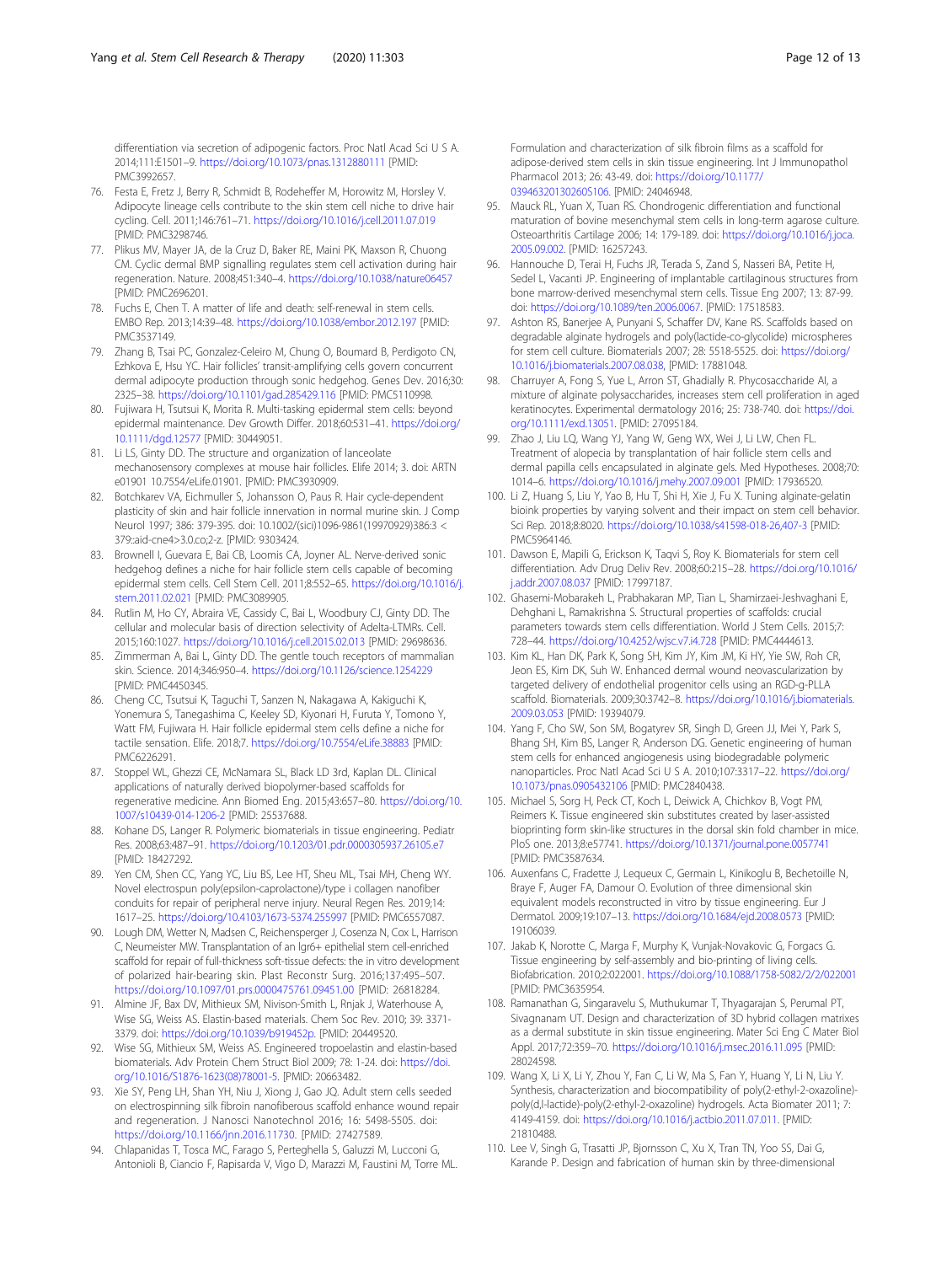differentiation via secretion of adipogenic factors. Proc Natl Acad Sci U S A. 2014;111:E1501–9. https://doi.org/10.1073/pnas.1312880111 [PMID: PMC3992657.

76. Festa E, Fretz J, Berry R, Schmidt B, Rodeheffer M, Horowitz M, Horsley V. Adipocyte lineage cells contribute to the skin stem cell niche to drive hair cycling. Cell. 2011;146:761–71. https://doi.org/10.1016/j.cell.2011.07.019 [PMID: PMC3298746.
77. Plikus MV, Mayer JA, de la Cruz D, Baker RE, Maini PK, Maxson R, Chuong CM. Cyclic dermal BMP signalling regulates stem cell activation during hair regeneration. Nature. 2008;451:340–4. https://doi.org/10.1038/nature06457 [PMID: PMC2696201.
78. Fuchs E, Chen T. A matter of life and death: self-renewal in stem cells. EMBO Rep. 2013;14:39–48. https://doi.org/10.1038/embor.2012.197 [PMID: PMC3537149.
79. Zhang B, Tsai PC, Gonzalez-Celeiro M, Chung O, Boumard B, Perdigoto CN, Ezhkova E, Hsu YC. Hair follicles' transit-amplifying cells govern concurrent dermal adipocyte production through sonic hedgehog. Genes Dev. 2016;30: 2325–38. https://doi.org/10.1101/gad.285429.116 [PMID: PMC5110998.
80. Fujiwara H, Tsutsui K, Morita R. Multi-tasking epidermal stem cells: beyond epidermal maintenance. Dev Growth Differ. 2018;60:531–41. https://doi.org/10.1111/dgd.12577 [PMID: 30449051.
81. Li LS, Ginty DD. The structure and organization of lanceolate mechanosensory complexes at mouse hair follicles. Elife 2014; 3. doi: ARTN e01901 10.7554/eLife.01901. [PMID: PMC3930909.
82. Botchkarev VA, Eichmuller S, Johansson O, Paus R. Hair cycle-dependent plasticity of skin and hair follicle innervation in normal murine skin. J Comp Neurol 1997; 386: 379-395. doi: 10.1002/(sici)1096-9861(19970929)386:3 < 379::aid-cne4>3.0.co;2-z. [PMID: 9303424.
83. Brownell I, Guevara E, Bai CB, Loomis CA, Joyner AL. Nerve-derived sonic hedgehog defines a niche for hair follicle stem cells capable of becoming epidermal stem cells. Cell Stem Cell. 2011;8:552–65. https://doi.org/10.1016/j.stem.2011.02.021 [PMID: PMC3089905.
84. Rutlin M, Ho CY, Abraira VE, Cassidy C, Bai L, Woodbury CJ, Ginty DD. The cellular and molecular basis of direction selectivity of Adelta-LTMRs. Cell. 2015;160:1027. https://doi.org/10.1016/j.cell.2015.02.013 [PMID: 29698636.
85. Zimmerman A, Bai L, Ginty DD. The gentle touch receptors of mammalian skin. Science. 2014;346:950–4. https://doi.org/10.1126/science.1254229 [PMID: PMC4450345.
86. Cheng CC, Tsutsui K, Taguchi T, Sanzen N, Nakagawa A, Kakiguchi K, Yonemura S, Tanegashima C, Keeley SD, Kiyonari H, Furuta Y, Tomono Y, Watt FM, Fujiwara H. Hair follicle epidermal stem cells define a niche for tactile sensation. Elife. 2018;7. https://doi.org/10.7554/eLife.38883 [PMID: PMC6226291.
87. Stoppel WL, Ghezzi CE, McNamara SL, Black LD 3rd, Kaplan DL. Clinical applications of naturally derived biopolymer-based scaffolds for regenerative medicine. Ann Biomed Eng. 2015;43:657–80. https://doi.org/10.1007/s10439-014-1206-2 [PMID: 25537688.
88. Kohane DS, Langer R. Polymeric biomaterials in tissue engineering. Pediatr Res. 2008;63:487–91. https://doi.org/10.1203/01.pdr.0000305937.26105.e7 [PMID: 18427292.
89. Yen CM, Shen CC, Yang YC, Liu BS, Lee HT, Sheu ML, Tsai MH, Cheng WY. Novel electrospun poly(epsilon-caprolactone)/type i collagen nanofiber conduits for repair of peripheral nerve injury. Neural Regen Res. 2019;14: 1617–25. https://doi.org/10.4103/1673-5374.255997 [PMID: PMC6557087.
90. Lough DM, Wetter N, Madsen C, Reichensperger J, Cosenza N, Cox L, Harrison C, Neumeister MW. Transplantation of an lgr6+ epithelial stem cell-enriched scaffold for repair of full-thickness soft-tissue defects: the in vitro development of polarized hair-bearing skin. Plast Reconstr Surg. 2016;137:495–507. https://doi.org/10.1097/01.prs.0000475761.09451.00 [PMID: 26818284.
91. Almine JF, Bax DV, Mithieux SM, Nivison-Smith L, Rnjak J, Waterhouse A, Wise SG, Weiss AS. Elastin-based materials. Chem Soc Rev. 2010; 39: 3371-3379. doi: https://doi.org/10.1039/b919452p. [PMID: 20449520.
92. Wise SG, Mithieux SM, Weiss AS. Engineered tropoelastin and elastin-based biomaterials. Adv Protein Chem Struct Biol 2009; 78: 1-24. doi: https://doi.org/10.1016/S1876-1623(08)78001-5. [PMID: 20663482.
93. Xie SY, Peng LH, Shan YH, Niu J, Xiong J, Gao JQ. Adult stem cells seeded on electrospinning silk fibroin nanofiberous scaffold enhance wound repair and regeneration. J Nanosci Nanotechnol 2016; 16: 5498-5505. doi: https://doi.org/10.1166/jnn.2016.11730. [PMID: 27427589.
94. Chlapanidas T, Tosca MC, Farago S, Perteghella S, Galuzzi M, Lucconi G, Antonioli B, Ciancio F, Rapisarda V, Vigo D, Marazzi M, Faustini M, Torre ML. Formulation and characterization of silk fibroin films as a scaffold for adipose-derived stem cells in skin tissue engineering. Int J Immunopathol Pharmacol 2013; 26: 43-49. doi: https://doi.org/10.1177/03946320130260S106. [PMID: 24046948.
95. Mauck RL, Yuan X, Tuan RS. Chondrogenic differentiation and functional maturation of bovine mesenchymal stem cells in long-term agarose culture. Osteoarthritis Cartilage 2006; 14: 179-189. doi: https://doi.org/10.1016/j.joca.2005.09.002. [PMID: 16257243.
96. Hannouche D, Terai H, Fuchs JR, Terada S, Zand S, Nasseri BA, Petite H, Sedel L, Vacanti JP. Engineering of implantable cartilaginous structures from bone marrow-derived mesenchymal stem cells. Tissue Eng 2007; 13: 87-99. doi: https://doi.org/10.1089/ten.2006.0067. [PMID: 17518583.
97. Ashton RS, Banerjee A, Punyani S, Schaffer DV, Kane RS. Scaffolds based on degradable alginate hydrogels and poly(lactide-co-glycolide) microspheres for stem cell culture. Biomaterials 2007; 28: 5518-5525. doi: https://doi.org/10.1016/j.biomaterials.2007.08.038, [PMID: 17881048.
98. Charruyer A, Fong S, Yue L, Arron ST, Ghadially R. Phycosaccharide AI, a mixture of alginate polysaccharides, increases stem cell proliferation in aged keratinocytes. Experimental dermatology 2016; 25: 738-740. doi: https://doi.org/10.1111/exd.13051. [PMID: 27095184.
99. Zhao J, Liu LQ, Wang YJ, Yang W, Geng WX, Wei J, Li LW, Chen FL. Treatment of alopecia by transplantation of hair follicle stem cells and dermal papilla cells encapsulated in alginate gels. Med Hypotheses. 2008;70: 1014–6. https://doi.org/10.1016/j.mehy.2007.09.001 [PMID: 17936520.
100. Li Z, Huang S, Liu Y, Yao B, Hu T, Shi H, Xie J, Fu X. Tuning alginate-gelatin bioink properties by varying solvent and their impact on stem cell behavior. Sci Rep. 2018;8:8020. https://doi.org/10.1038/s41598-018-26,407-3 [PMID: PMC5964146.
101. Dawson E, Mapili G, Erickson K, Taqvi S, Roy K. Biomaterials for stem cell differentiation. Adv Drug Deliv Rev. 2008;60:215–28. https://doi.org/10.1016/j.addr.2007.08.037 [PMID: 17997187.
102. Ghasemi-Mobarakeh L, Prabhakaran MP, Tian L, Shamirzaei-Jeshvaghani E, Dehghani L, Ramakrishna S. Structural properties of scaffolds: crucial parameters towards stem cells differentiation. World J Stem Cells. 2015;7: 728–44. https://doi.org/10.4252/wjsc.v7.i4.728 [PMID: PMC4444613.
103. Kim KL, Han DK, Park K, Song SH, Kim JY, Kim JM, Ki HY, Yie SW, Roh CR, Jeon ES, Kim DK, Suh W. Enhanced dermal wound neovascularization by targeted delivery of endothelial progenitor cells using an RGD-g-PLLA scaffold. Biomaterials. 2009;30:3742–8. https://doi.org/10.1016/j.biomaterials.2009.03.053 [PMID: 19394079.
104. Yang F, Cho SW, Son SM, Bogatyrev SR, Singh D, Green JJ, Mei Y, Park S, Bhang SH, Kim BS, Langer R, Anderson DG. Genetic engineering of human stem cells for enhanced angiogenesis using biodegradable polymeric nanoparticles. Proc Natl Acad Sci U S A. 2010;107:3317–22. https://doi.org/10.1073/pnas.0905432106 [PMID: PMC2840438.
105. Michael S, Sorg H, Peck CT, Koch L, Deiwick A, Chichkov B, Vogt PM, Reimers K. Tissue engineered skin substitutes created by laser-assisted bioprinting form skin-like structures in the dorsal skin fold chamber in mice. PloS one. 2013;8:e57741. https://doi.org/10.1371/journal.pone.0057741 [PMID: PMC3587634.
106. Auxenfans C, Fradette J, Lequeux C, Germain L, Kinikoglu B, Bechetoille N, Braye F, Auger FA, Damour O. Evolution of three dimensional skin equivalent models reconstructed in vitro by tissue engineering. Eur J Dermatol. 2009;19:107–13. https://doi.org/10.1684/ejd.2008.0573 [PMID: 19106039.
107. Jakab K, Norotte C, Marga F, Murphy K, Vunjak-Novakovic G, Forgacs G. Tissue engineering by self-assembly and bio-printing of living cells. Biofabrication. 2010;2:022001. https://doi.org/10.1088/1758-5082/2/2/022001 [PMID: PMC3635954.
108. Ramanathan G, Singaravelu S, Muthukumar T, Thyagarajan S, Perumal PT, Sivagnanam UT. Design and characterization of 3D hybrid collagen matrixes as a dermal substitute in skin tissue engineering. Mater Sci Eng C Mater Biol Appl. 2017;72:359–70. https://doi.org/10.1016/j.msec.2016.11.095 [PMID: 28024598.
109. Wang X, Li X, Li Y, Zhou Y, Fan C, Li W, Ma S, Fan Y, Huang Y, Li N, Liu Y. Synthesis, characterization and biocompatibility of poly(2-ethyl-2-oxazoline)-poly(d,l-lactide)-poly(2-ethyl-2-oxazoline) hydrogels. Acta Biomater 2011; 7: 4149-4159. doi: https://doi.org/10.1016/j.actbio.2011.07.011. [PMID: 21810488.
110. Lee V, Singh G, Trasatti JP, Bjornsson C, Xu X, Tran TN, Yoo SS, Dai G, Karande P. Design and fabrication of human skin by three-dimensional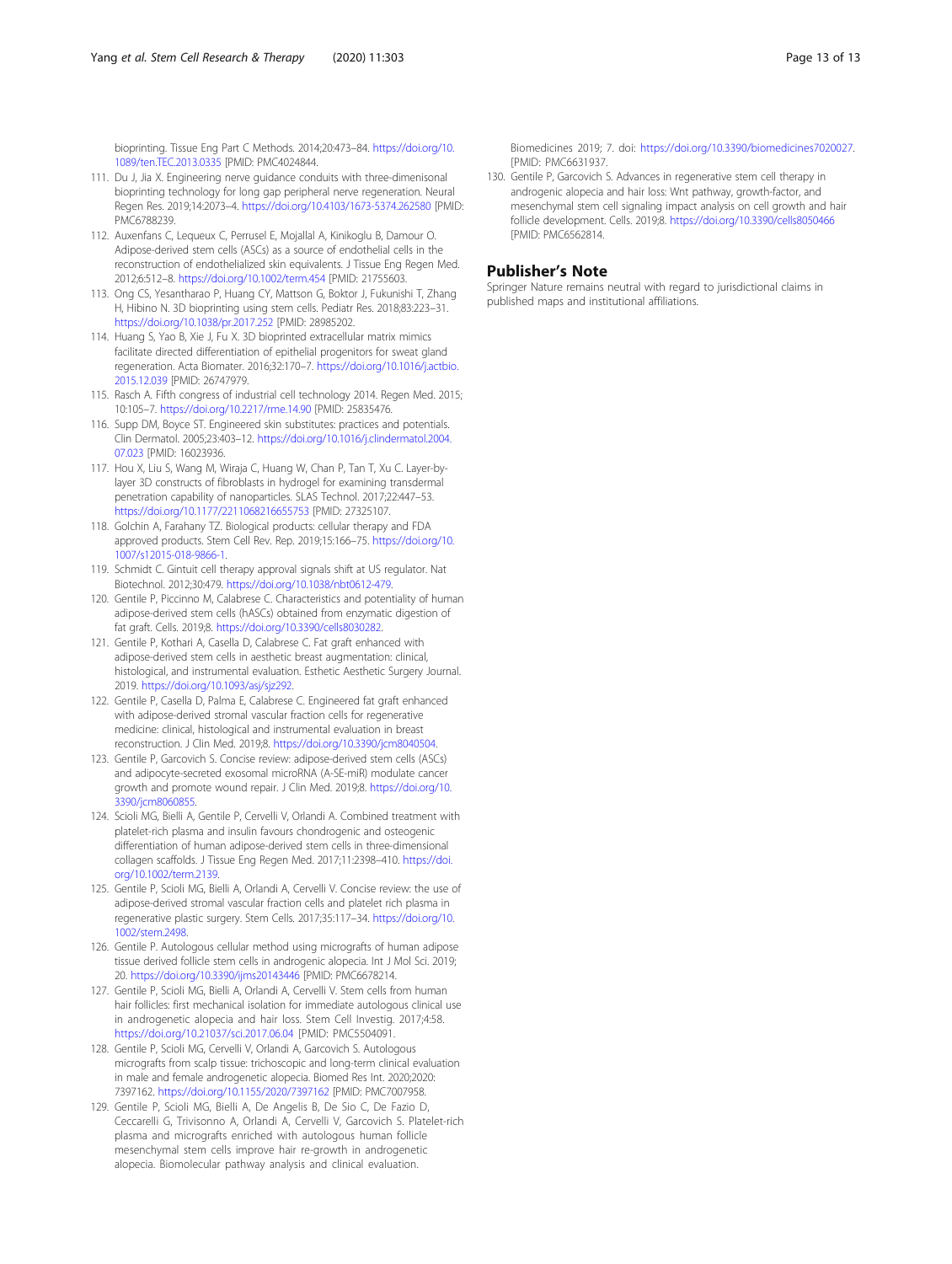bioprinting. Tissue Eng Part C Methods. 2014;20:473–84. https://doi.org/10.1089/ten.TEC.2013.0335 [PMID: PMC4024844.

111. Du J, Jia X. Engineering nerve guidance conduits with three-dimenisonal bioprinting technology for long gap peripheral nerve regeneration. Neural Regen Res. 2019;14:2073–4. https://doi.org/10.4103/1673-5374.262580 [PMID: PMC6788239.
112. Auxenfans C, Lequeux C, Perrusel E, Mojallal A, Kinikoglu B, Damour O. Adipose-derived stem cells (ASCs) as a source of endothelial cells in the reconstruction of endothelialized skin equivalents. J Tissue Eng Regen Med. 2012;6:512–8. https://doi.org/10.1002/term.454 [PMID: 21755603.
113. Ong CS, Yesantharao P, Huang CY, Mattson G, Boktor J, Fukunishi T, Zhang H, Hibino N. 3D bioprinting using stem cells. Pediatr Res. 2018;83:223–31. https://doi.org/10.1038/pr.2017.252 [PMID: 28985202.
114. Huang S, Yao B, Xie J, Fu X. 3D bioprinted extracellular matrix mimics facilitate directed differentiation of epithelial progenitors for sweat gland regeneration. Acta Biomater. 2016;32:170–7. https://doi.org/10.1016/j.actbio.2015.12.039 [PMID: 26747979.
115. Rasch A. Fifth congress of industrial cell technology 2014. Regen Med. 2015; 10:105–7. https://doi.org/10.2217/rme.14.90 [PMID: 25835476.
116. Supp DM, Boyce ST. Engineered skin substitutes: practices and potentials. Clin Dermatol. 2005;23:403–12. https://doi.org/10.1016/j.clindermatol.2004.07.023 [PMID: 16023936.
117. Hou X, Liu S, Wang M, Wiraja C, Huang W, Chan P, Tan T, Xu C. Layer-by-layer 3D constructs of fibroblasts in hydrogel for examining transdermal penetration capability of nanoparticles. SLAS Technol. 2017;22:447–53. https://doi.org/10.1177/2211068216655753 [PMID: 27325107.
118. Golchin A, Farahany TZ. Biological products: cellular therapy and FDA approved products. Stem Cell Rev. Rep. 2019;15:166–75. https://doi.org/10.1007/s12015-018-9866-1.
119. Schmidt C. Gintuit cell therapy approval signals shift at US regulator. Nat Biotechnol. 2012;30:479. https://doi.org/10.1038/nbt0612-479.
120. Gentile P, Piccinno M, Calabrese C. Characteristics and potentiality of human adipose-derived stem cells (hASCs) obtained from enzymatic digestion of fat graft. Cells. 2019;8. https://doi.org/10.3390/cells8030282.
121. Gentile P, Kothari A, Casella D, Calabrese C. Fat graft enhanced with adipose-derived stem cells in aesthetic breast augmentation: clinical, histological, and instrumental evaluation. Esthetic Aesthetic Surgery Journal. 2019. https://doi.org/10.1093/asj/sjz292.
122. Gentile P, Casella D, Palma E, Calabrese C. Engineered fat graft enhanced with adipose-derived stromal vascular fraction cells for regenerative medicine: clinical, histological and instrumental evaluation in breast reconstruction. J Clin Med. 2019;8. https://doi.org/10.3390/jcm8040504.
123. Gentile P, Garcovich S. Concise review: adipose-derived stem cells (ASCs) and adipocyte-secreted exosomal microRNA (A-SE-miR) modulate cancer growth and promote wound repair. J Clin Med. 2019;8. https://doi.org/10.3390/jcm8060855.
124. Scioli MG, Bielli A, Gentile P, Cervelli V, Orlandi A. Combined treatment with platelet-rich plasma and insulin favours chondrogenic and osteogenic differentiation of human adipose-derived stem cells in three-dimensional collagen scaffolds. J Tissue Eng Regen Med. 2017;11:2398–410. https://doi.org/10.1002/term.2139.
125. Gentile P, Scioli MG, Bielli A, Orlandi A, Cervelli V. Concise review: the use of adipose-derived stromal vascular fraction cells and platelet rich plasma in regenerative plastic surgery. Stem Cells. 2017;35:117–34. https://doi.org/10.1002/stem.2498.
126. Gentile P. Autologous cellular method using micrografts of human adipose tissue derived follicle stem cells in androgenic alopecia. Int J Mol Sci. 2019; 20. https://doi.org/10.3390/ijms20143446 [PMID: PMC6678214.
127. Gentile P, Scioli MG, Bielli A, Orlandi A, Cervelli V. Stem cells from human hair follicles: first mechanical isolation for immediate autologous clinical use in androgenetic alopecia and hair loss. Stem Cell Investig. 2017;4:58. https://doi.org/10.21037/sci.2017.06.04 [PMID: PMC5504091.
128. Gentile P, Scioli MG, Cervelli V, Orlandi A, Garcovich S. Autologous micrografts from scalp tissue: trichoscopic and long-term clinical evaluation in male and female androgenetic alopecia. Biomed Res Int. 2020;2020: 7397162. https://doi.org/10.1155/2020/7397162 [PMID: PMC7007958.
129. Gentile P, Scioli MG, Bielli A, De Angelis B, De Sio C, De Fazio D, Ceccarelli G, Trivisonno A, Orlandi A, Cervelli V, Garcovich S. Platelet-rich plasma and micrografts enriched with autologous human follicle mesenchymal stem cells improve hair re-growth in androgenetic alopecia. Biomolecular pathway analysis and clinical evaluation. Biomedicines 2019; 7. doi: https://doi.org/10.3390/biomedicines7020027. [PMID: PMC6631937.
130. Gentile P, Garcovich S. Advances in regenerative stem cell therapy in androgenic alopecia and hair loss: Wnt pathway, growth-factor, and mesenchymal stem cell signaling impact analysis on cell growth and hair follicle development. Cells. 2019;8. https://doi.org/10.3390/cells8050466 [PMID: PMC6562814.

## Publisher's Note

Springer Nature remains neutral with regard to jurisdictional claims in published maps and institutional affiliations.